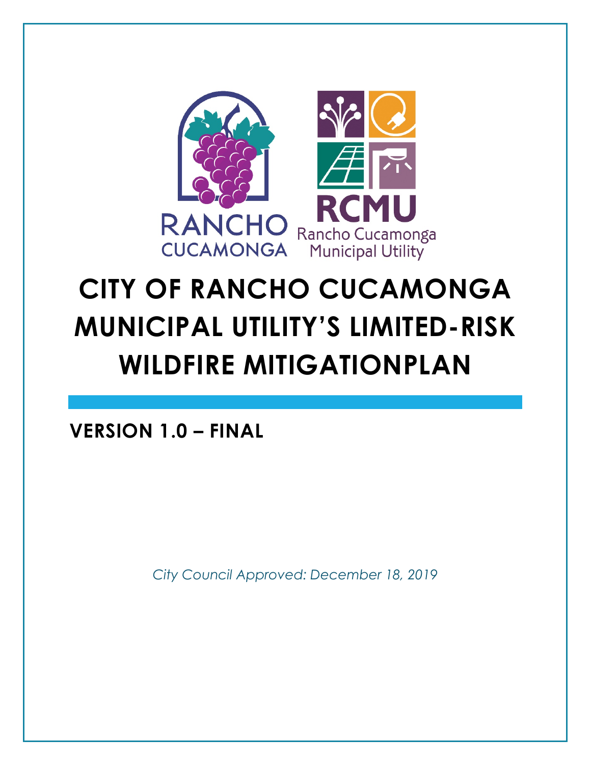RANCHO CUCAMONGA

RCMU
Rancho Cucamonga Municipal Utility

# CITY OF RANCHO CUCAMONGA MUNICIPAL UTILITY'S LIMITED-RISK WILDFIRE MITIGATIONPLAN

## VERSION 1.0 – FINAL

*City Council Approved: December 18, 2019*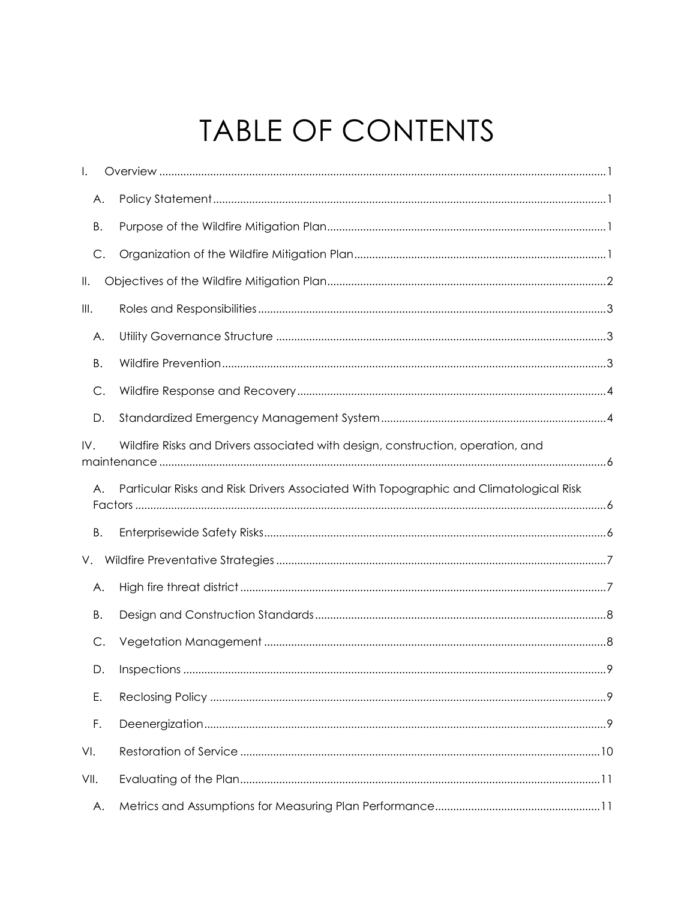# TABLE OF CONTENTS

I. Overview ........................................................................................................................................1

- A. Policy Statement ........................................................................................................................1
- B. Purpose of the Wildfire Mitigation Plan ....................................................................................1
- C. Organization of the Wildfire Mitigation Plan ...........................................................................1

II. Objectives of the Wildfire Mitigation Plan ....................................................................................2

III. Roles and Responsibilities ...........................................................................................................3

- A. Utility Governance Structure ....................................................................................................3
- B. Wildfire Prevention ....................................................................................................................3
- C. Wildfire Response and Recovery ..............................................................................................4
- D. Standardized Emergency Management System .....................................................................4

IV. Wildfire Risks and Drivers associated with design, construction, operation, and maintenance ...........................................................................................................................................6

- A. Particular Risks and Risk Drivers Associated With Topographic and Climatological Risk Factors ........................................................................................................................................6
- B. Enterprisewide Safety Risks .......................................................................................................6

V. Wildfire Preventative Strategies .....................................................................................................7

- A. High fire threat district ...............................................................................................................7
- B. Design and Construction Standards .........................................................................................8
- C. Vegetation Management ..........................................................................................................8
- D. Inspections ..................................................................................................................................9
- E. Reclosing Policy ..........................................................................................................................9
- F. Deenergization ...........................................................................................................................9

VI. Restoration of Service ..................................................................................................................10

VII. Evaluating of the Plan ................................................................................................................11

- A. Metrics and Assumptions for Measuring Plan Performance ..................................................11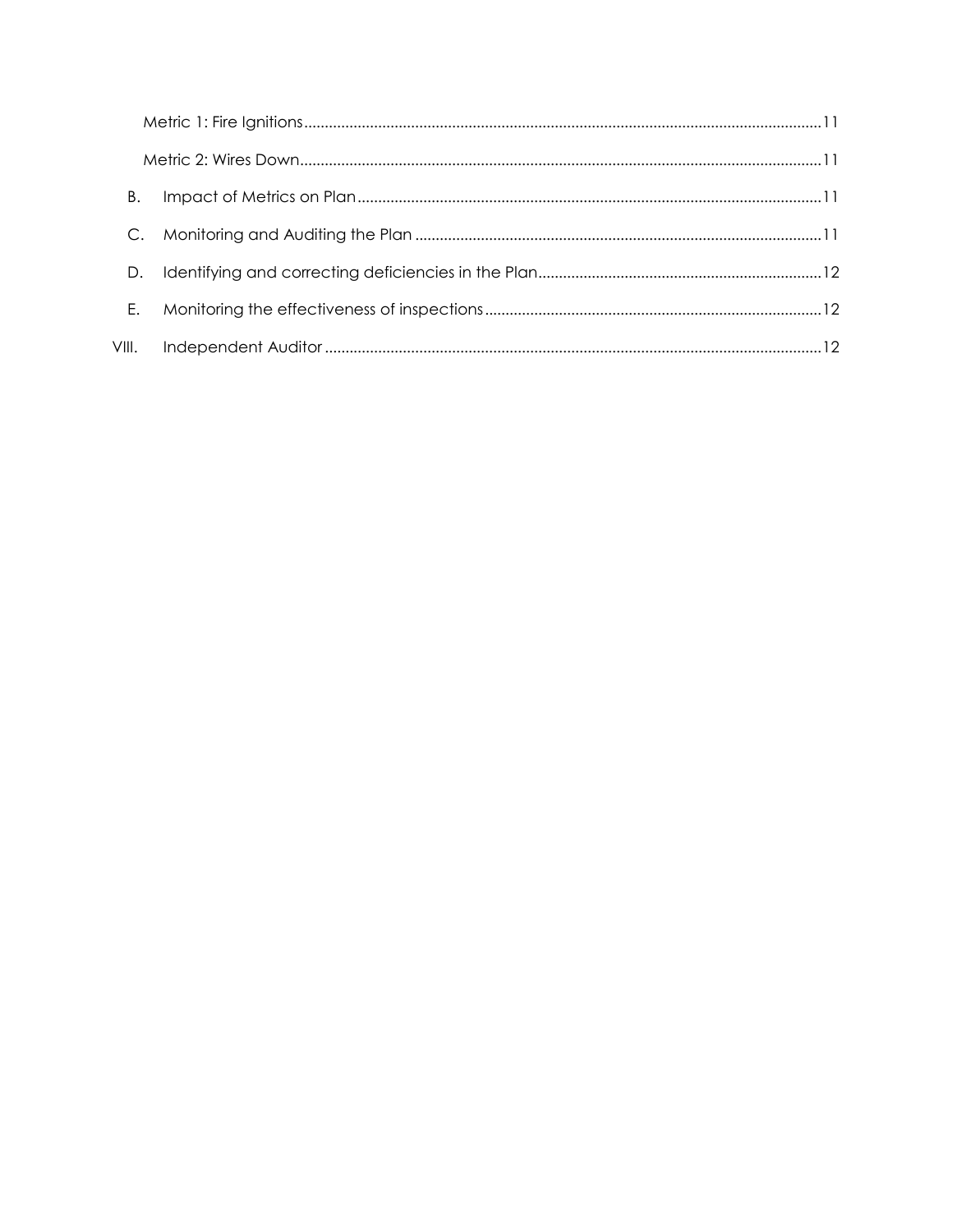Metric 1: Fire Ignitions ..... 11

Metric 2: Wires Down ..... 11

B. Impact of Metrics on Plan ..... 11

C. Monitoring and Auditing the Plan ..... 11

D. Identifying and correcting deficiencies in the Plan ..... 12

E. Monitoring the effectiveness of inspections ..... 12

VIII. Independent Auditor ..... 12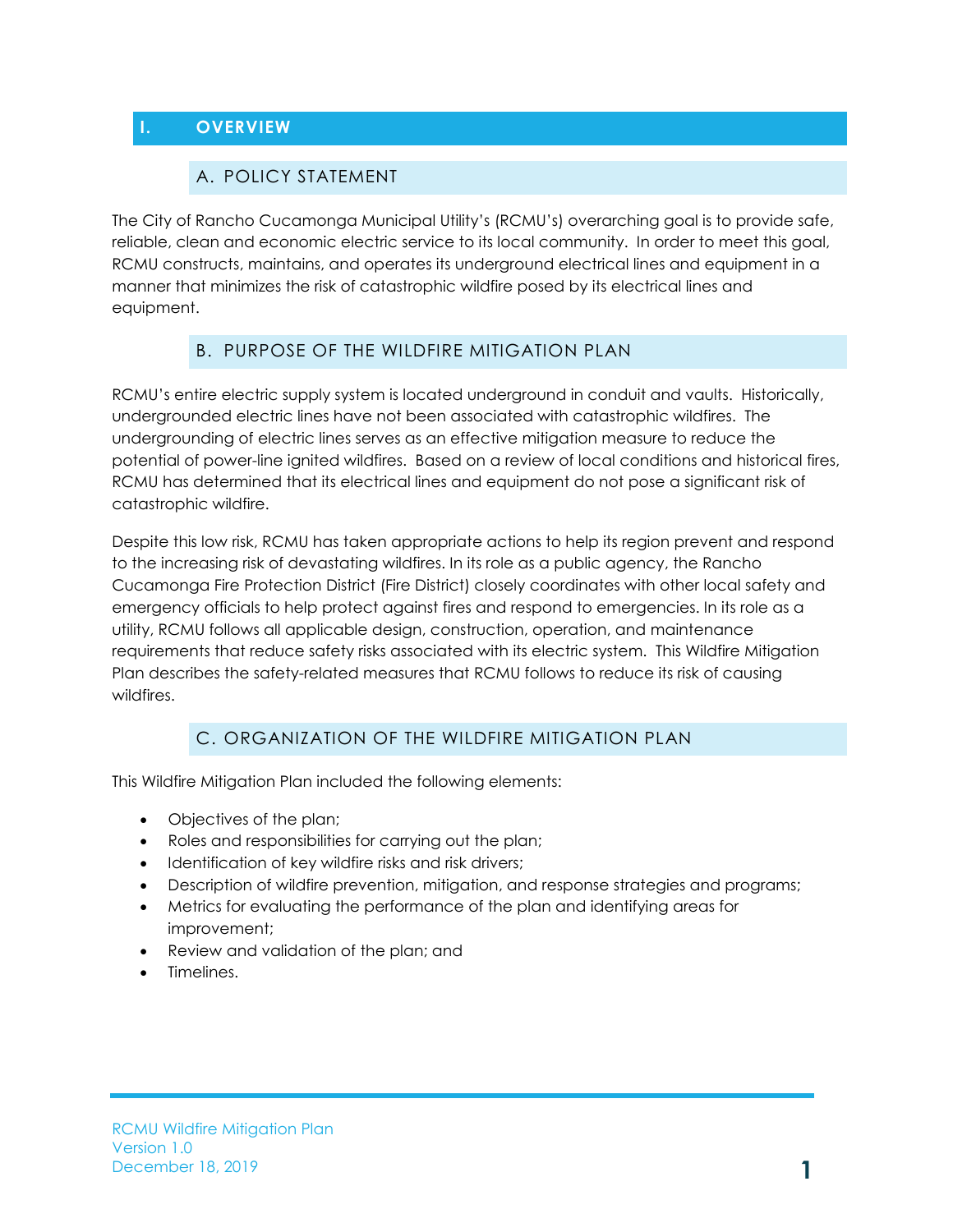# I. OVERVIEW

## A. POLICY STATEMENT

The City of Rancho Cucamonga Municipal Utility's (RCMU's) overarching goal is to provide safe, reliable, clean and economic electric service to its local community. In order to meet this goal, RCMU constructs, maintains, and operates its underground electrical lines and equipment in a manner that minimizes the risk of catastrophic wildfire posed by its electrical lines and equipment.

## B. PURPOSE OF THE WILDFIRE MITIGATION PLAN

RCMU's entire electric supply system is located underground in conduit and vaults. Historically, undergrounded electric lines have not been associated with catastrophic wildfires. The undergrounding of electric lines serves as an effective mitigation measure to reduce the potential of power-line ignited wildfires. Based on a review of local conditions and historical fires, RCMU has determined that its electrical lines and equipment do not pose a significant risk of catastrophic wildfire.

Despite this low risk, RCMU has taken appropriate actions to help its region prevent and respond to the increasing risk of devastating wildfires. In its role as a public agency, the Rancho Cucamonga Fire Protection District (Fire District) closely coordinates with other local safety and emergency officials to help protect against fires and respond to emergencies. In its role as a utility, RCMU follows all applicable design, construction, operation, and maintenance requirements that reduce safety risks associated with its electric system. This Wildfire Mitigation Plan describes the safety-related measures that RCMU follows to reduce its risk of causing wildfires.

## C. ORGANIZATION OF THE WILDFIRE MITIGATION PLAN

This Wildfire Mitigation Plan included the following elements:

- Objectives of the plan;
- Roles and responsibilities for carrying out the plan;
- Identification of key wildfire risks and risk drivers;
- Description of wildfire prevention, mitigation, and response strategies and programs;
- Metrics for evaluating the performance of the plan and identifying areas for improvement;
- Review and validation of the plan; and
- Timelines.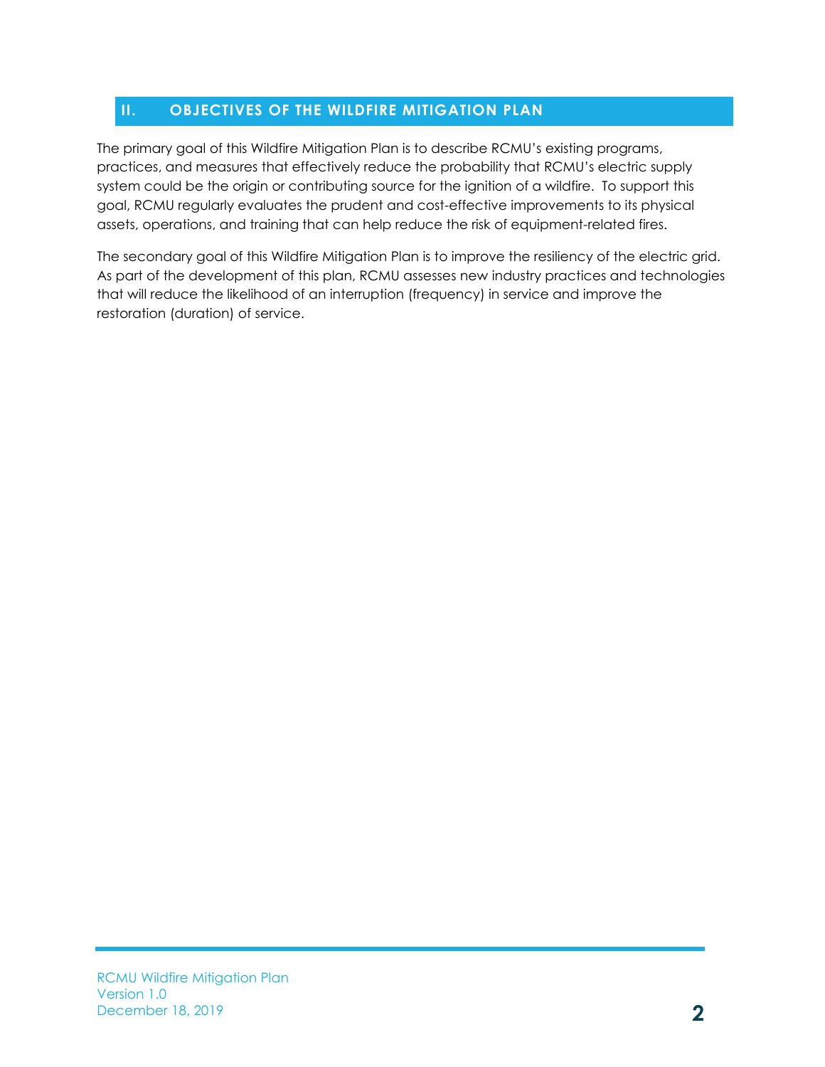## II. OBJECTIVES OF THE WILDFIRE MITIGATION PLAN

The primary goal of this Wildfire Mitigation Plan is to describe RCMU's existing programs, practices, and measures that effectively reduce the probability that RCMU's electric supply system could be the origin or contributing source for the ignition of a wildfire. To support this goal, RCMU regularly evaluates the prudent and cost-effective improvements to its physical assets, operations, and training that can help reduce the risk of equipment-related fires.

The secondary goal of this Wildfire Mitigation Plan is to improve the resiliency of the electric grid. As part of the development of this plan, RCMU assesses new industry practices and technologies that will reduce the likelihood of an interruption (frequency) in service and improve the restoration (duration) of service.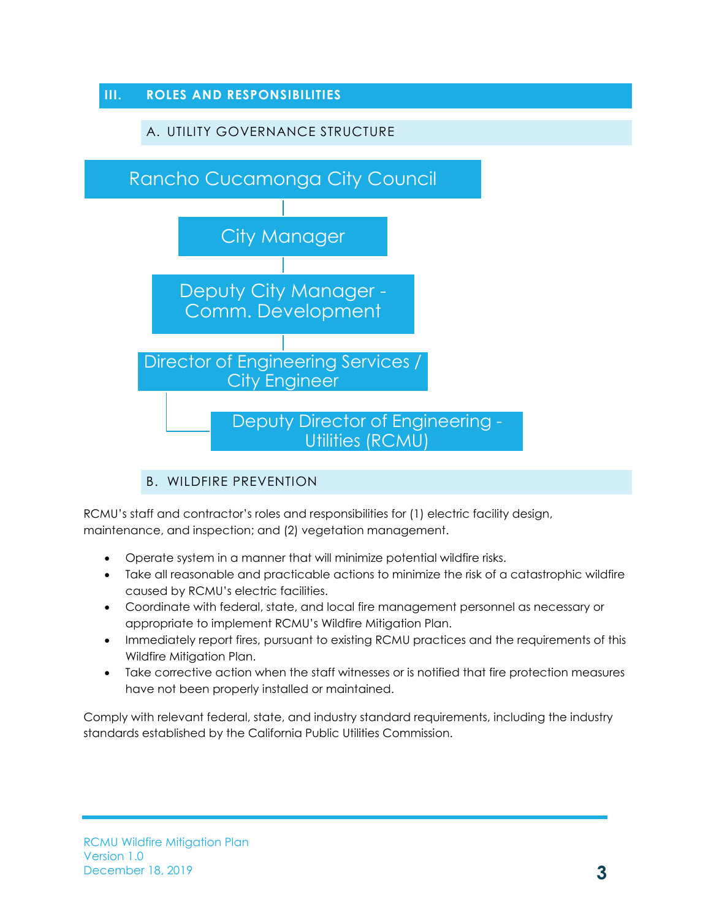## III. ROLES AND RESPONSIBILITIES

### A. UTILITY GOVERNANCE STRUCTURE

- Rancho Cucamonga City Council
  - City Manager
    - Deputy City Manager - Comm. Development
      - Director of Engineering Services / City Engineer
        - Deputy Director of Engineering - Utilities (RCMU)

### B. WILDFIRE PREVENTION

RCMU's staff and contractor's roles and responsibilities for (1) electric facility design, maintenance, and inspection; and (2) vegetation management.

- Operate system in a manner that will minimize potential wildfire risks.
- Take all reasonable and practicable actions to minimize the risk of a catastrophic wildfire caused by RCMU's electric facilities.
- Coordinate with federal, state, and local fire management personnel as necessary or appropriate to implement RCMU's Wildfire Mitigation Plan.
- Immediately report fires, pursuant to existing RCMU practices and the requirements of this Wildfire Mitigation Plan.
- Take corrective action when the staff witnesses or is notified that fire protection measures have not been properly installed or maintained.

Comply with relevant federal, state, and industry standard requirements, including the industry standards established by the California Public Utilities Commission.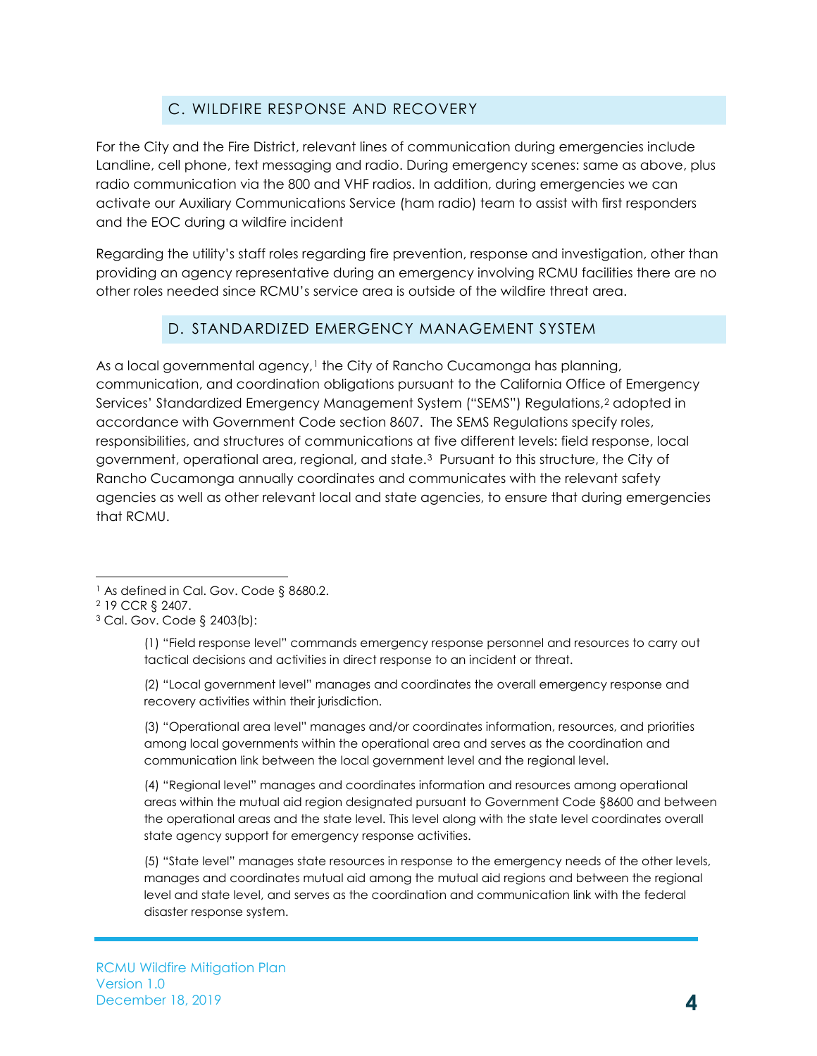## C. WILDFIRE RESPONSE AND RECOVERY

For the City and the Fire District, relevant lines of communication during emergencies include Landline, cell phone, text messaging and radio. During emergency scenes: same as above, plus radio communication via the 800 and VHF radios. In addition, during emergencies we can activate our Auxiliary Communications Service (ham radio) team to assist with first responders and the EOC during a wildfire incident

Regarding the utility's staff roles regarding fire prevention, response and investigation, other than providing an agency representative during an emergency involving RCMU facilities there are no other roles needed since RCMU's service area is outside of the wildfire threat area.

## D. STANDARDIZED EMERGENCY MANAGEMENT SYSTEM

As a local governmental agency,[1] the City of Rancho Cucamonga has planning, communication, and coordination obligations pursuant to the California Office of Emergency Services' Standardized Emergency Management System ("SEMS") Regulations,[2] adopted in accordance with Government Code section 8607. The SEMS Regulations specify roles, responsibilities, and structures of communications at five different levels: field response, local government, operational area, regional, and state.[3] Pursuant to this structure, the City of Rancho Cucamonga annually coordinates and communicates with the relevant safety agencies as well as other relevant local and state agencies, to ensure that during emergencies that RCMU.

---

[1] As defined in Cal. Gov. Code § 8680.2.

[2] 19 CCR § 2407.

[3] Cal. Gov. Code § 2403(b):

> (1) "Field response level" commands emergency response personnel and resources to carry out tactical decisions and activities in direct response to an incident or threat.
>
> (2) "Local government level" manages and coordinates the overall emergency response and recovery activities within their jurisdiction.
>
> (3) "Operational area level" manages and/or coordinates information, resources, and priorities among local governments within the operational area and serves as the coordination and communication link between the local government level and the regional level.
>
> (4) "Regional level" manages and coordinates information and resources among operational areas within the mutual aid region designated pursuant to Government Code §8600 and between the operational areas and the state level. This level along with the state level coordinates overall state agency support for emergency response activities.
>
> (5) "State level" manages state resources in response to the emergency needs of the other levels, manages and coordinates mutual aid among the mutual aid regions and between the regional level and state level, and serves as the coordination and communication link with the federal disaster response system.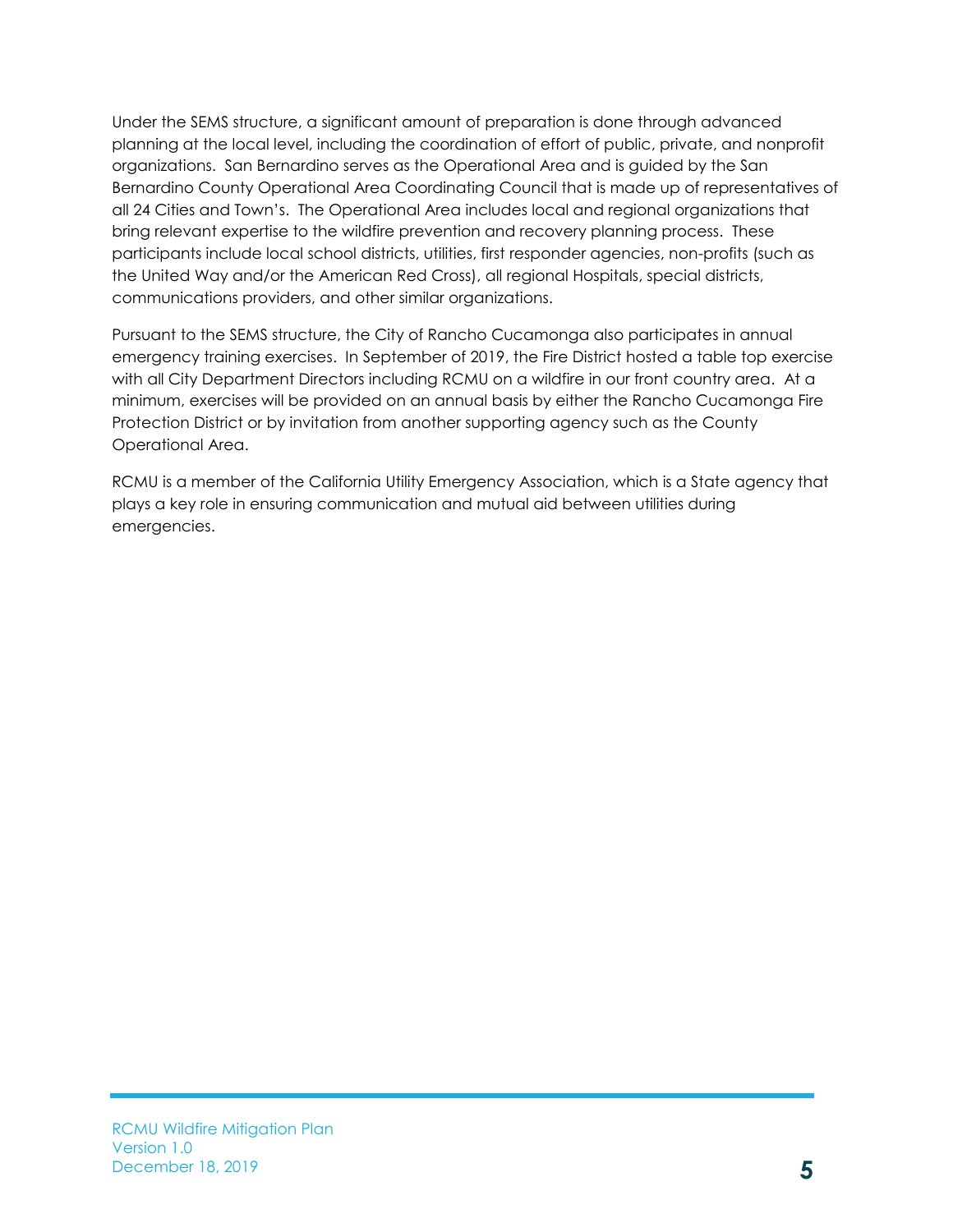Under the SEMS structure, a significant amount of preparation is done through advanced planning at the local level, including the coordination of effort of public, private, and nonprofit organizations. San Bernardino serves as the Operational Area and is guided by the San Bernardino County Operational Area Coordinating Council that is made up of representatives of all 24 Cities and Town's. The Operational Area includes local and regional organizations that bring relevant expertise to the wildfire prevention and recovery planning process. These participants include local school districts, utilities, first responder agencies, non-profits (such as the United Way and/or the American Red Cross), all regional Hospitals, special districts, communications providers, and other similar organizations.

Pursuant to the SEMS structure, the City of Rancho Cucamonga also participates in annual emergency training exercises. In September of 2019, the Fire District hosted a table top exercise with all City Department Directors including RCMU on a wildfire in our front country area. At a minimum, exercises will be provided on an annual basis by either the Rancho Cucamonga Fire Protection District or by invitation from another supporting agency such as the County Operational Area.

RCMU is a member of the California Utility Emergency Association, which is a State agency that plays a key role in ensuring communication and mutual aid between utilities during emergencies.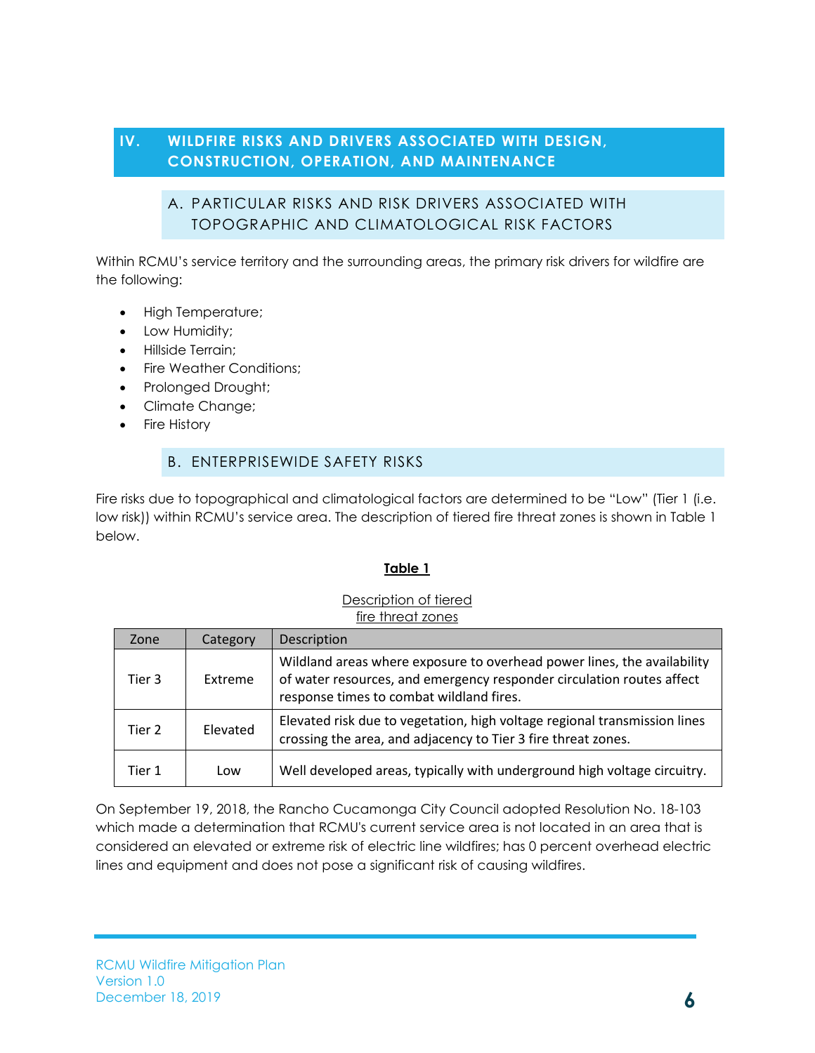# IV. WILDFIRE RISKS AND DRIVERS ASSOCIATED WITH DESIGN, CONSTRUCTION, OPERATION, AND MAINTENANCE

## A. PARTICULAR RISKS AND RISK DRIVERS ASSOCIATED WITH TOPOGRAPHIC AND CLIMATOLOGICAL RISK FACTORS

Within RCMU's service territory and the surrounding areas, the primary risk drivers for wildfire are the following:

- High Temperature;
- Low Humidity;
- Hillside Terrain;
- Fire Weather Conditions;
- Prolonged Drought;
- Climate Change;
- Fire History

## B. ENTERPRISEWIDE SAFETY RISKS

Fire risks due to topographical and climatological factors are determined to be "Low" (Tier 1 (i.e. low risk)) within RCMU's service area. The description of tiered fire threat zones is shown in Table 1 below.

**Table 1**

Description of tiered fire threat zones

| Zone | Category | Description |
|---|---|---|
| Tier 3 | Extreme | Wildland areas where exposure to overhead power lines, the availability of water resources, and emergency responder circulation routes affect response times to combat wildland fires. |
| Tier 2 | Elevated | Elevated risk due to vegetation, high voltage regional transmission lines crossing the area, and adjacency to Tier 3 fire threat zones. |
| Tier 1 | Low | Well developed areas, typically with underground high voltage circuitry. |

On September 19, 2018, the Rancho Cucamonga City Council adopted Resolution No. 18-103 which made a determination that RCMU's current service area is not located in an area that is considered an elevated or extreme risk of electric line wildfires; has 0 percent overhead electric lines and equipment and does not pose a significant risk of causing wildfires.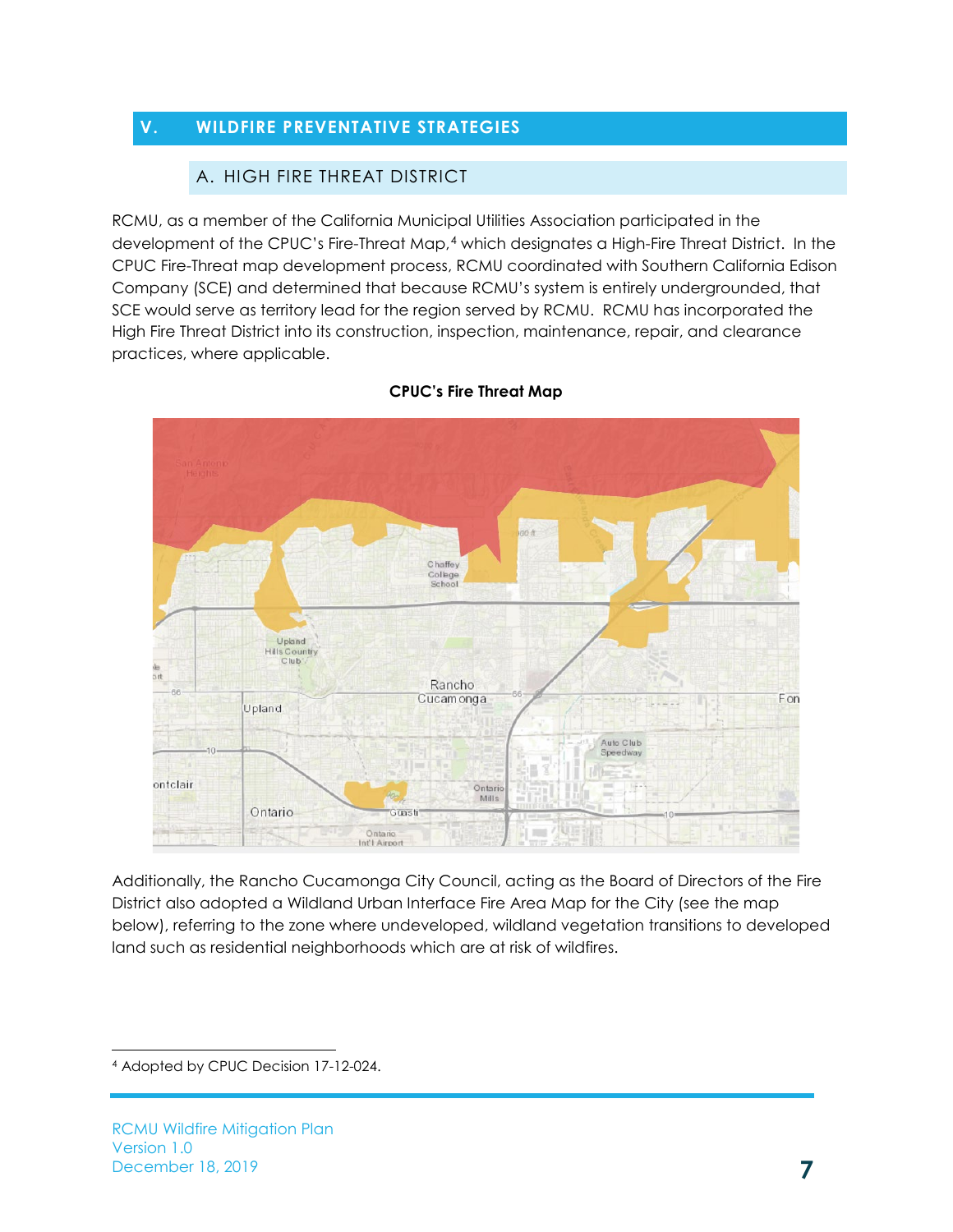# V. WILDFIRE PREVENTATIVE STRATEGIES

## A. HIGH FIRE THREAT DISTRICT

RCMU, as a member of the California Municipal Utilities Association participated in the development of the CPUC's Fire-Threat Map,[4] which designates a High-Fire Threat District. In the CPUC Fire-Threat map development process, RCMU coordinated with Southern California Edison Company (SCE) and determined that because RCMU's system is entirely undergrounded, that SCE would serve as territory lead for the region served by RCMU. RCMU has incorporated the High Fire Threat District into its construction, inspection, maintenance, repair, and clearance practices, where applicable.

**CPUC's Fire Threat Map**

Additionally, the Rancho Cucamonga City Council, acting as the Board of Directors of the Fire District also adopted a Wildland Urban Interface Fire Area Map for the City (see the map below), referring to the zone where undeveloped, wildland vegetation transitions to developed land such as residential neighborhoods which are at risk of wildfires.

---

[4] Adopted by CPUC Decision 17-12-024.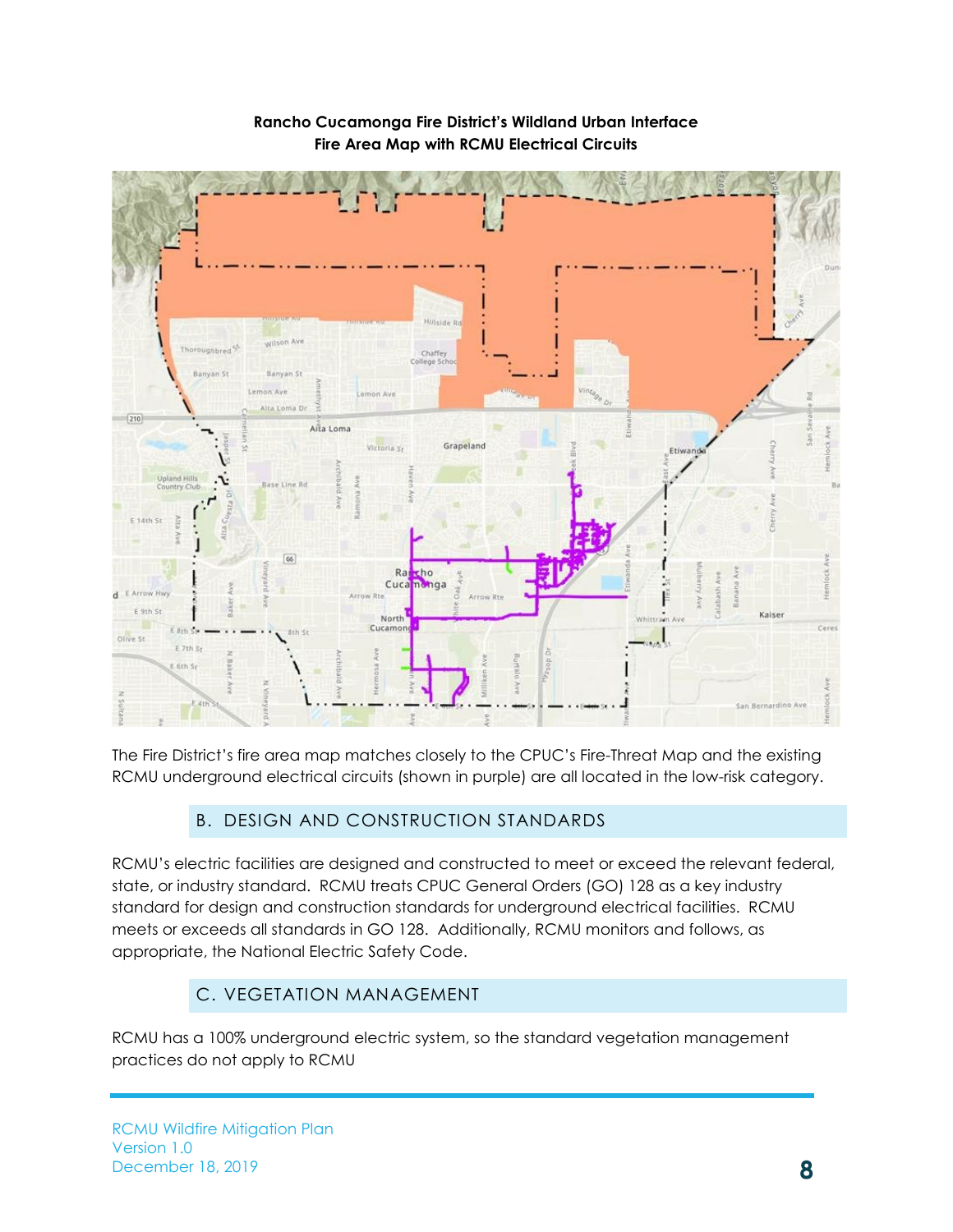**Rancho Cucamonga Fire District's Wildland Urban Interface Fire Area Map with RCMU Electrical Circuits**

The Fire District's fire area map matches closely to the CPUC's Fire-Threat Map and the existing RCMU underground electrical circuits (shown in purple) are all located in the low-risk category.

## B. DESIGN AND CONSTRUCTION STANDARDS

RCMU's electric facilities are designed and constructed to meet or exceed the relevant federal, state, or industry standard. RCMU treats CPUC General Orders (GO) 128 as a key industry standard for design and construction standards for underground electrical facilities. RCMU meets or exceeds all standards in GO 128. Additionally, RCMU monitors and follows, as appropriate, the National Electric Safety Code.

## C. VEGETATION MANAGEMENT

RCMU has a 100% underground electric system, so the standard vegetation management practices do not apply to RCMU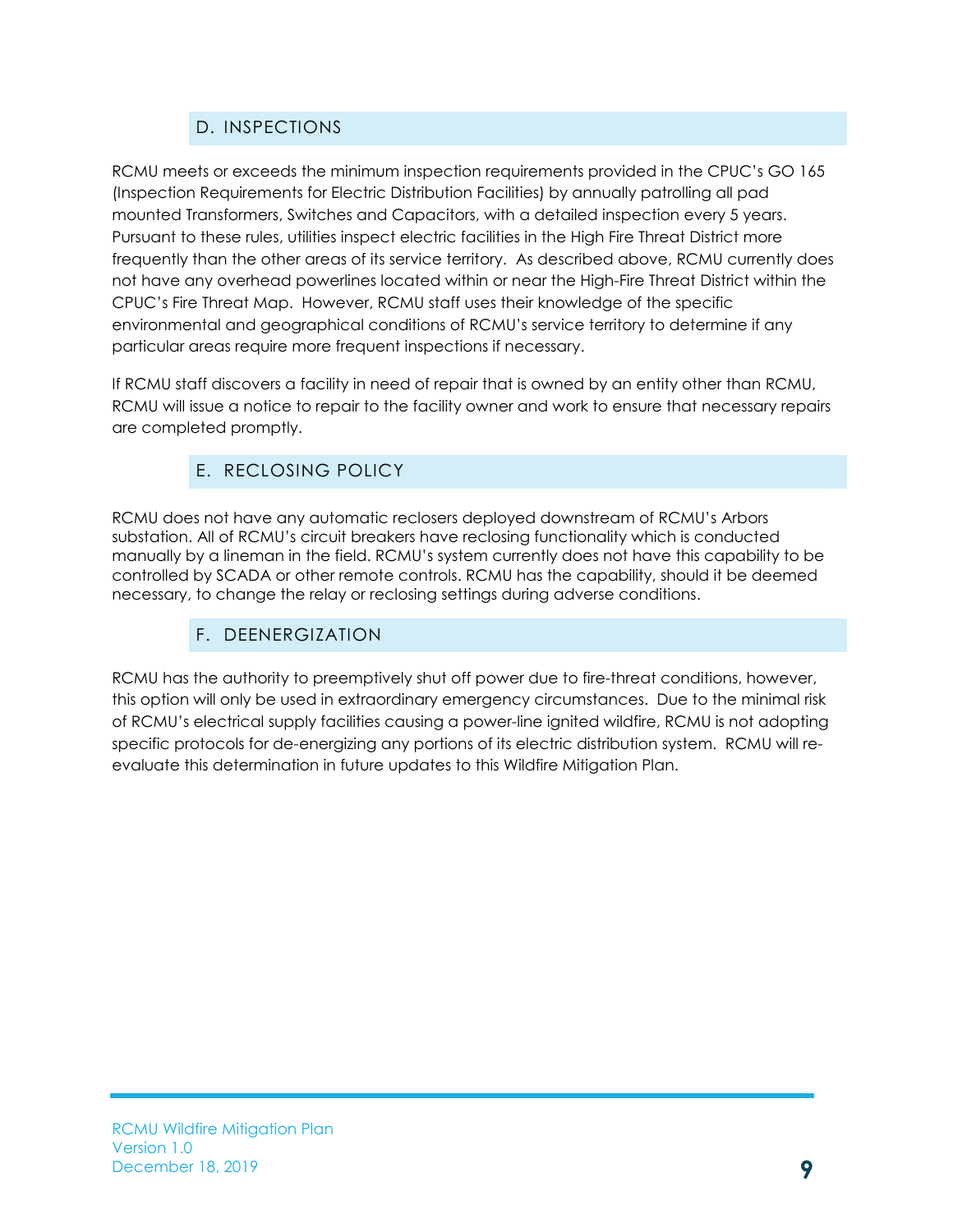## D. INSPECTIONS

RCMU meets or exceeds the minimum inspection requirements provided in the CPUC's GO 165 (Inspection Requirements for Electric Distribution Facilities) by annually patrolling all pad mounted Transformers, Switches and Capacitors, with a detailed inspection every 5 years. Pursuant to these rules, utilities inspect electric facilities in the High Fire Threat District more frequently than the other areas of its service territory. As described above, RCMU currently does not have any overhead powerlines located within or near the High-Fire Threat District within the CPUC's Fire Threat Map. However, RCMU staff uses their knowledge of the specific environmental and geographical conditions of RCMU's service territory to determine if any particular areas require more frequent inspections if necessary.

If RCMU staff discovers a facility in need of repair that is owned by an entity other than RCMU, RCMU will issue a notice to repair to the facility owner and work to ensure that necessary repairs are completed promptly.

## E. RECLOSING POLICY

RCMU does not have any automatic reclosers deployed downstream of RCMU's Arbors substation. All of RCMU's circuit breakers have reclosing functionality which is conducted manually by a lineman in the field. RCMU's system currently does not have this capability to be controlled by SCADA or other remote controls. RCMU has the capability, should it be deemed necessary, to change the relay or reclosing settings during adverse conditions.

## F. DEENERGIZATION

RCMU has the authority to preemptively shut off power due to fire-threat conditions, however, this option will only be used in extraordinary emergency circumstances. Due to the minimal risk of RCMU's electrical supply facilities causing a power-line ignited wildfire, RCMU is not adopting specific protocols for de-energizing any portions of its electric distribution system. RCMU will re-evaluate this determination in future updates to this Wildfire Mitigation Plan.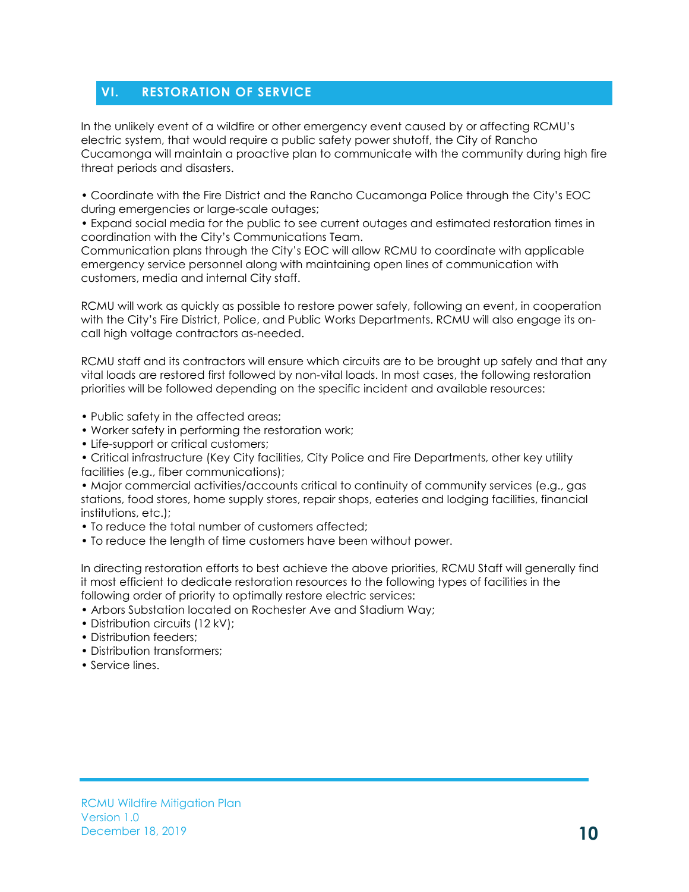## VI. RESTORATION OF SERVICE

In the unlikely event of a wildfire or other emergency event caused by or affecting RCMU's electric system, that would require a public safety power shutoff, the City of Rancho Cucamonga will maintain a proactive plan to communicate with the community during high fire threat periods and disasters.

- Coordinate with the Fire District and the Rancho Cucamonga Police through the City's EOC during emergencies or large-scale outages;
- Expand social media for the public to see current outages and estimated restoration times in coordination with the City's Communications Team.

Communication plans through the City's EOC will allow RCMU to coordinate with applicable emergency service personnel along with maintaining open lines of communication with customers, media and internal City staff.

RCMU will work as quickly as possible to restore power safely, following an event, in cooperation with the City's Fire District, Police, and Public Works Departments. RCMU will also engage its on-call high voltage contractors as-needed.

RCMU staff and its contractors will ensure which circuits are to be brought up safely and that any vital loads are restored first followed by non-vital loads. In most cases, the following restoration priorities will be followed depending on the specific incident and available resources:

- Public safety in the affected areas;
- Worker safety in performing the restoration work;
- Life-support or critical customers;
- Critical infrastructure (Key City facilities, City Police and Fire Departments, other key utility facilities (e.g., fiber communications);
- Major commercial activities/accounts critical to continuity of community services (e.g., gas stations, food stores, home supply stores, repair shops, eateries and lodging facilities, financial institutions, etc.);
- To reduce the total number of customers affected;
- To reduce the length of time customers have been without power.

In directing restoration efforts to best achieve the above priorities, RCMU Staff will generally find it most efficient to dedicate restoration resources to the following types of facilities in the following order of priority to optimally restore electric services:

- Arbors Substation located on Rochester Ave and Stadium Way;
- Distribution circuits (12 kV);
- Distribution feeders;
- Distribution transformers;
- Service lines.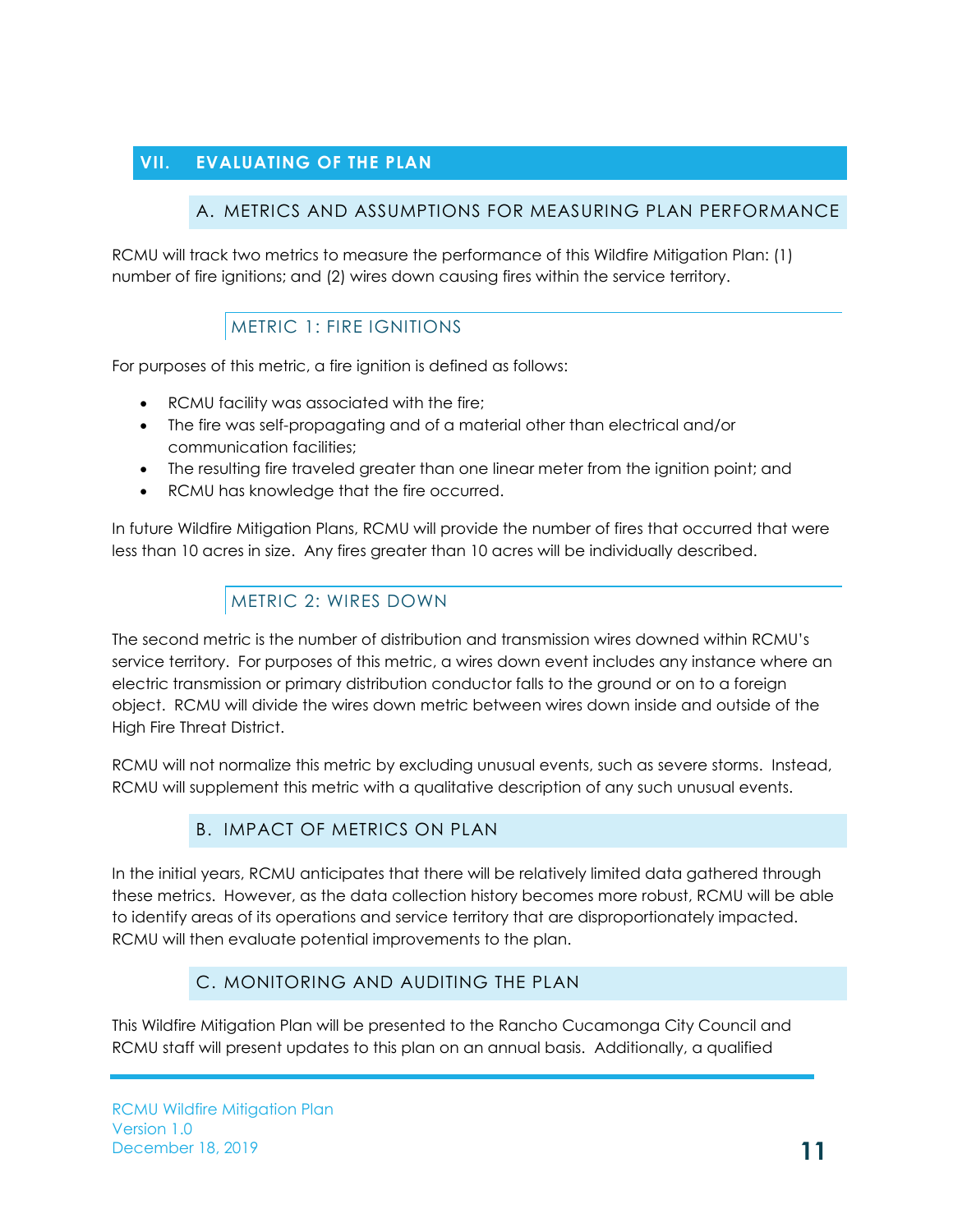# VII. EVALUATING OF THE PLAN

## A. METRICS AND ASSUMPTIONS FOR MEASURING PLAN PERFORMANCE

RCMU will track two metrics to measure the performance of this Wildfire Mitigation Plan: (1) number of fire ignitions; and (2) wires down causing fires within the service territory.

### METRIC 1: FIRE IGNITIONS

For purposes of this metric, a fire ignition is defined as follows:

- RCMU facility was associated with the fire;
- The fire was self-propagating and of a material other than electrical and/or communication facilities;
- The resulting fire traveled greater than one linear meter from the ignition point; and
- RCMU has knowledge that the fire occurred.

In future Wildfire Mitigation Plans, RCMU will provide the number of fires that occurred that were less than 10 acres in size. Any fires greater than 10 acres will be individually described.

### METRIC 2: WIRES DOWN

The second metric is the number of distribution and transmission wires downed within RCMU's service territory. For purposes of this metric, a wires down event includes any instance where an electric transmission or primary distribution conductor falls to the ground or on to a foreign object. RCMU will divide the wires down metric between wires down inside and outside of the High Fire Threat District.

RCMU will not normalize this metric by excluding unusual events, such as severe storms. Instead, RCMU will supplement this metric with a qualitative description of any such unusual events.

## B. IMPACT OF METRICS ON PLAN

In the initial years, RCMU anticipates that there will be relatively limited data gathered through these metrics. However, as the data collection history becomes more robust, RCMU will be able to identify areas of its operations and service territory that are disproportionately impacted. RCMU will then evaluate potential improvements to the plan.

## C. MONITORING AND AUDITING THE PLAN

This Wildfire Mitigation Plan will be presented to the Rancho Cucamonga City Council and RCMU staff will present updates to this plan on an annual basis. Additionally, a qualified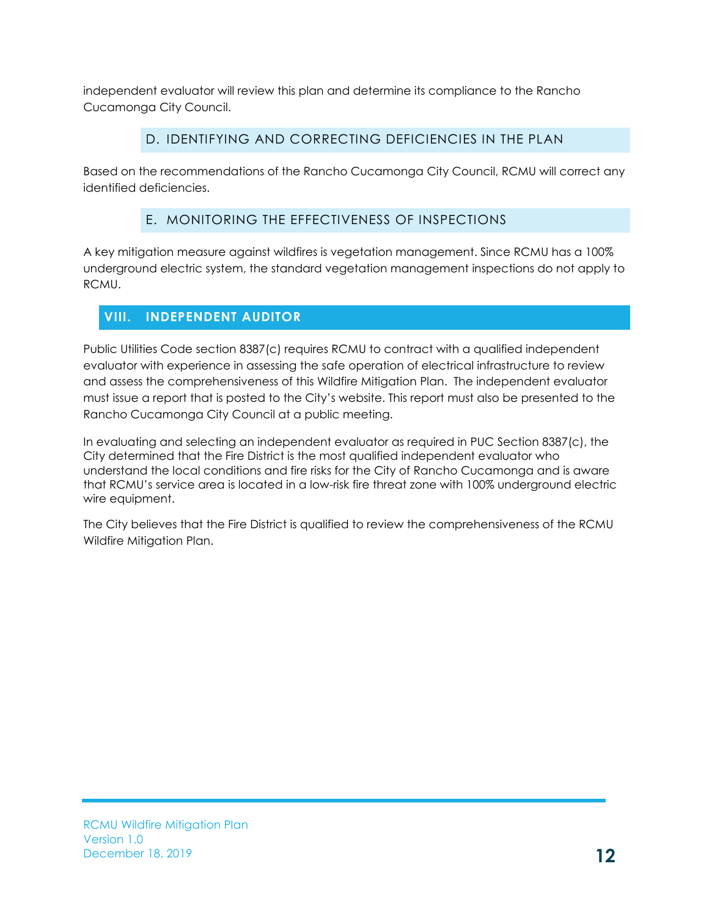independent evaluator will review this plan and determine its compliance to the Rancho Cucamonga City Council.

### D. IDENTIFYING AND CORRECTING DEFICIENCIES IN THE PLAN

Based on the recommendations of the Rancho Cucamonga City Council, RCMU will correct any identified deficiencies.

### E. MONITORING THE EFFECTIVENESS OF INSPECTIONS

A key mitigation measure against wildfires is vegetation management. Since RCMU has a 100% underground electric system, the standard vegetation management inspections do not apply to RCMU.

## VIII. INDEPENDENT AUDITOR

Public Utilities Code section 8387(c) requires RCMU to contract with a qualified independent evaluator with experience in assessing the safe operation of electrical infrastructure to review and assess the comprehensiveness of this Wildfire Mitigation Plan. The independent evaluator must issue a report that is posted to the City's website. This report must also be presented to the Rancho Cucamonga City Council at a public meeting.

In evaluating and selecting an independent evaluator as required in PUC Section 8387(c), the City determined that the Fire District is the most qualified independent evaluator who understand the local conditions and fire risks for the City of Rancho Cucamonga and is aware that RCMU's service area is located in a low-risk fire threat zone with 100% underground electric wire equipment.

The City believes that the Fire District is qualified to review the comprehensiveness of the RCMU Wildfire Mitigation Plan.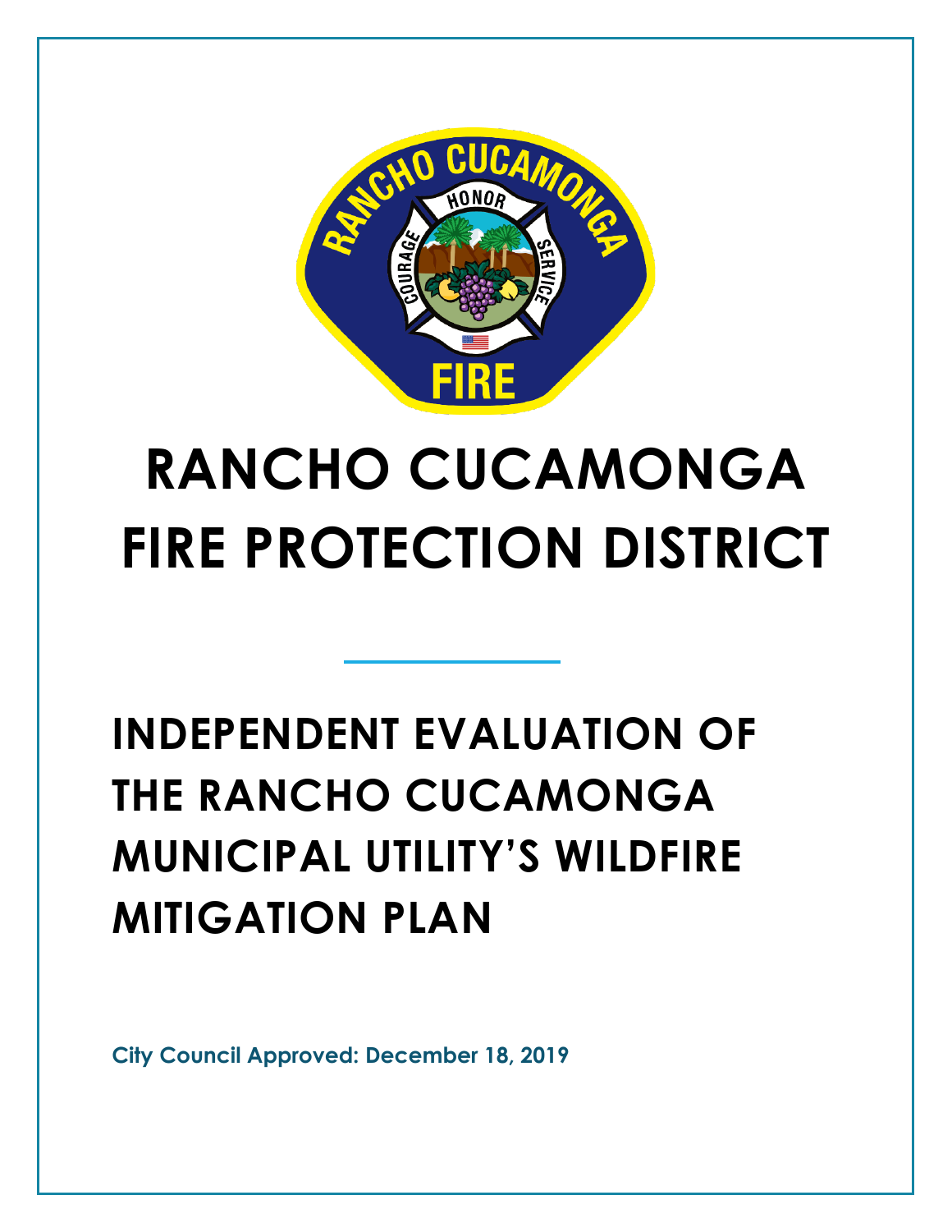# RANCHO CUCAMONGA FIRE PROTECTION DISTRICT

# INDEPENDENT EVALUATION OF THE RANCHO CUCAMONGA MUNICIPAL UTILITY'S WILDFIRE MITIGATION PLAN

**City Council Approved: December 18, 2019**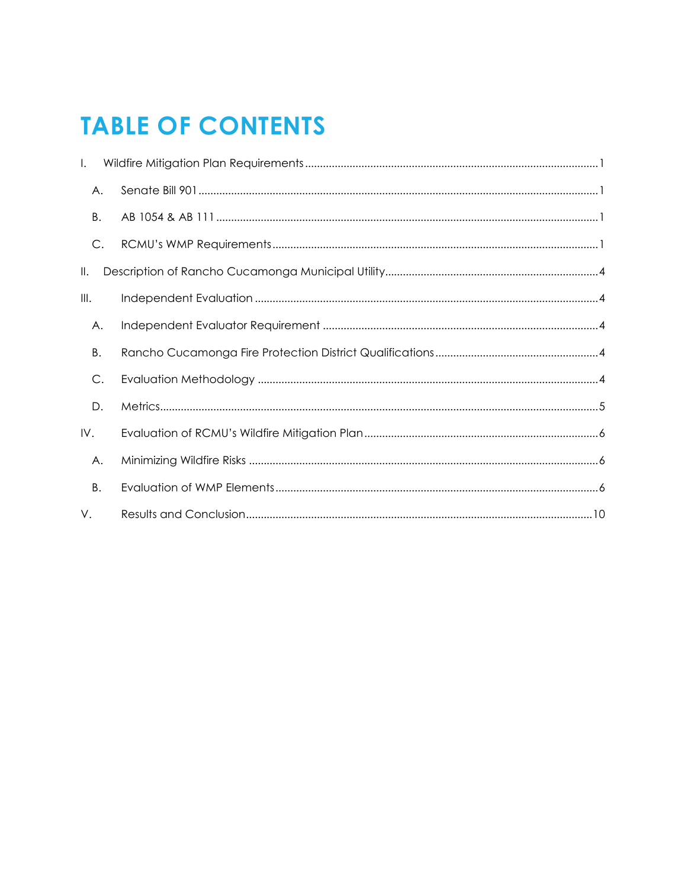# TABLE OF CONTENTS

I. Wildfire Mitigation Plan Requirements ........................................ 1

- A. Senate Bill 901 ........................................ 1
- B. AB 1054 & AB 111 ........................................ 1
- C. RCMU's WMP Requirements ........................................ 1

II. Description of Rancho Cucamonga Municipal Utility ........................................ 4

III. Independent Evaluation ........................................ 4

- A. Independent Evaluator Requirement ........................................ 4
- B. Rancho Cucamonga Fire Protection District Qualifications ........................................ 4
- C. Evaluation Methodology ........................................ 4
- D. Metrics ........................................ 5

IV. Evaluation of RCMU's Wildfire Mitigation Plan ........................................ 6

- A. Minimizing Wildfire Risks ........................................ 6
- B. Evaluation of WMP Elements ........................................ 6

V. Results and Conclusion ........................................ 10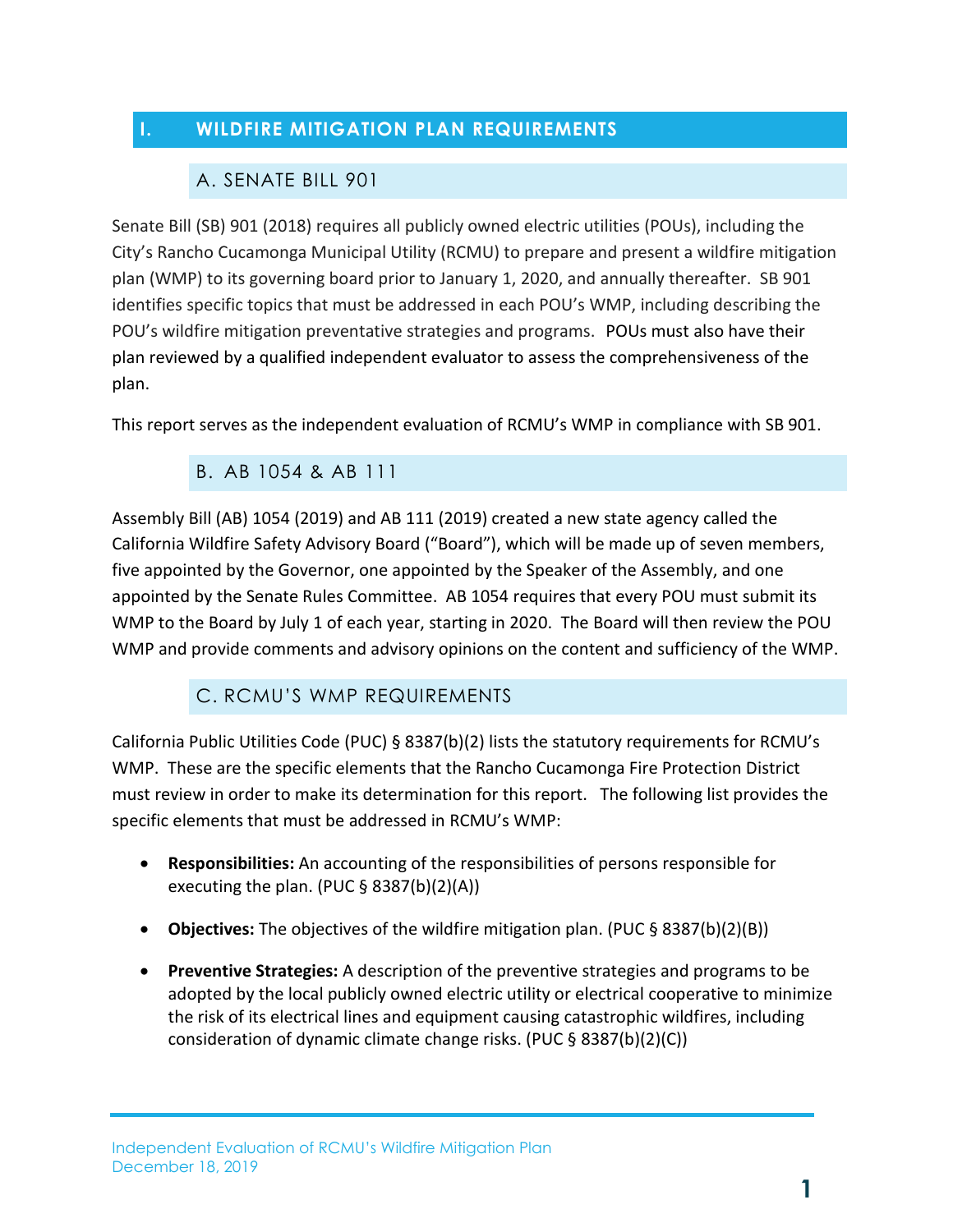# I. WILDFIRE MITIGATION PLAN REQUIREMENTS

## A. SENATE BILL 901

Senate Bill (SB) 901 (2018) requires all publicly owned electric utilities (POUs), including the City's Rancho Cucamonga Municipal Utility (RCMU) to prepare and present a wildfire mitigation plan (WMP) to its governing board prior to January 1, 2020, and annually thereafter. SB 901 identifies specific topics that must be addressed in each POU's WMP, including describing the POU's wildfire mitigation preventative strategies and programs. POUs must also have their plan reviewed by a qualified independent evaluator to assess the comprehensiveness of the plan.

This report serves as the independent evaluation of RCMU's WMP in compliance with SB 901.

## B. AB 1054 & AB 111

Assembly Bill (AB) 1054 (2019) and AB 111 (2019) created a new state agency called the California Wildfire Safety Advisory Board ("Board"), which will be made up of seven members, five appointed by the Governor, one appointed by the Speaker of the Assembly, and one appointed by the Senate Rules Committee. AB 1054 requires that every POU must submit its WMP to the Board by July 1 of each year, starting in 2020. The Board will then review the POU WMP and provide comments and advisory opinions on the content and sufficiency of the WMP.

## C. RCMU'S WMP REQUIREMENTS

California Public Utilities Code (PUC) § 8387(b)(2) lists the statutory requirements for RCMU's WMP. These are the specific elements that the Rancho Cucamonga Fire Protection District must review in order to make its determination for this report. The following list provides the specific elements that must be addressed in RCMU's WMP:

- **Responsibilities:** An accounting of the responsibilities of persons responsible for executing the plan. (PUC § 8387(b)(2)(A))
- **Objectives:** The objectives of the wildfire mitigation plan. (PUC § 8387(b)(2)(B))
- **Preventive Strategies:** A description of the preventive strategies and programs to be adopted by the local publicly owned electric utility or electrical cooperative to minimize the risk of its electrical lines and equipment causing catastrophic wildfires, including consideration of dynamic climate change risks. (PUC § 8387(b)(2)(C))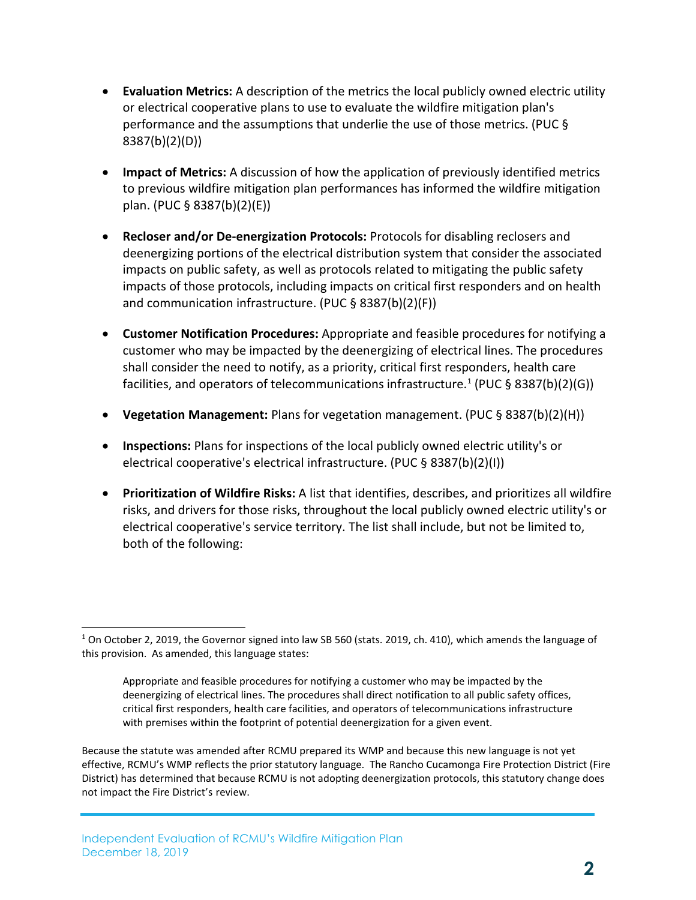- **Evaluation Metrics:** A description of the metrics the local publicly owned electric utility or electrical cooperative plans to use to evaluate the wildfire mitigation plan's performance and the assumptions that underlie the use of those metrics. (PUC § 8387(b)(2)(D))

- **Impact of Metrics:** A discussion of how the application of previously identified metrics to previous wildfire mitigation plan performances has informed the wildfire mitigation plan. (PUC § 8387(b)(2)(E))

- **Recloser and/or De-energization Protocols:** Protocols for disabling reclosers and deenergizing portions of the electrical distribution system that consider the associated impacts on public safety, as well as protocols related to mitigating the public safety impacts of those protocols, including impacts on critical first responders and on health and communication infrastructure. (PUC § 8387(b)(2)(F))

- **Customer Notification Procedures:** Appropriate and feasible procedures for notifying a customer who may be impacted by the deenergizing of electrical lines. The procedures shall consider the need to notify, as a priority, critical first responders, health care facilities, and operators of telecommunications infrastructure.[1] (PUC § 8387(b)(2)(G))

- **Vegetation Management:** Plans for vegetation management. (PUC § 8387(b)(2)(H))

- **Inspections:** Plans for inspections of the local publicly owned electric utility's or electrical cooperative's electrical infrastructure. (PUC § 8387(b)(2)(I))

- **Prioritization of Wildfire Risks:** A list that identifies, describes, and prioritizes all wildfire risks, and drivers for those risks, throughout the local publicly owned electric utility's or electrical cooperative's service territory. The list shall include, but not be limited to, both of the following:

---

[1] On October 2, 2019, the Governor signed into law SB 560 (stats. 2019, ch. 410), which amends the language of this provision. As amended, this language states:

> Appropriate and feasible procedures for notifying a customer who may be impacted by the deenergizing of electrical lines. The procedures shall direct notification to all public safety offices, critical first responders, health care facilities, and operators of telecommunications infrastructure with premises within the footprint of potential deenergization for a given event.

Because the statute was amended after RCMU prepared its WMP and because this new language is not yet effective, RCMU's WMP reflects the prior statutory language. The Rancho Cucamonga Fire Protection District (Fire District) has determined that because RCMU is not adopting deenergization protocols, this statutory change does not impact the Fire District's review.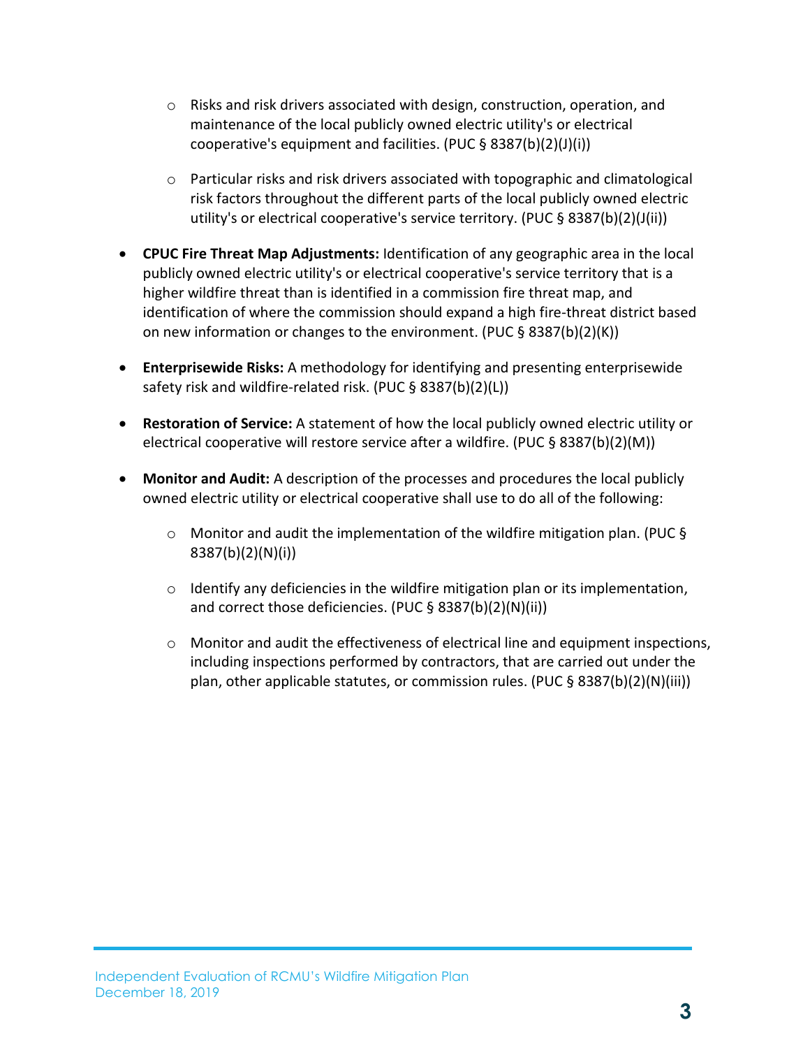- Risks and risk drivers associated with design, construction, operation, and maintenance of the local publicly owned electric utility's or electrical cooperative's equipment and facilities. (PUC § 8387(b)(2)(J)(i))
  - Particular risks and risk drivers associated with topographic and climatological risk factors throughout the different parts of the local publicly owned electric utility's or electrical cooperative's service territory. (PUC § 8387(b)(2)(J(ii))

- **CPUC Fire Threat Map Adjustments:** Identification of any geographic area in the local publicly owned electric utility's or electrical cooperative's service territory that is a higher wildfire threat than is identified in a commission fire threat map, and identification of where the commission should expand a high fire-threat district based on new information or changes to the environment. (PUC § 8387(b)(2)(K))

- **Enterprisewide Risks:** A methodology for identifying and presenting enterprisewide safety risk and wildfire-related risk. (PUC § 8387(b)(2)(L))

- **Restoration of Service:** A statement of how the local publicly owned electric utility or electrical cooperative will restore service after a wildfire. (PUC § 8387(b)(2)(M))

- **Monitor and Audit:** A description of the processes and procedures the local publicly owned electric utility or electrical cooperative shall use to do all of the following:
  - Monitor and audit the implementation of the wildfire mitigation plan. (PUC § 8387(b)(2)(N)(i))
  - Identify any deficiencies in the wildfire mitigation plan or its implementation, and correct those deficiencies. (PUC § 8387(b)(2)(N)(ii))
  - Monitor and audit the effectiveness of electrical line and equipment inspections, including inspections performed by contractors, that are carried out under the plan, other applicable statutes, or commission rules. (PUC § 8387(b)(2)(N)(iii))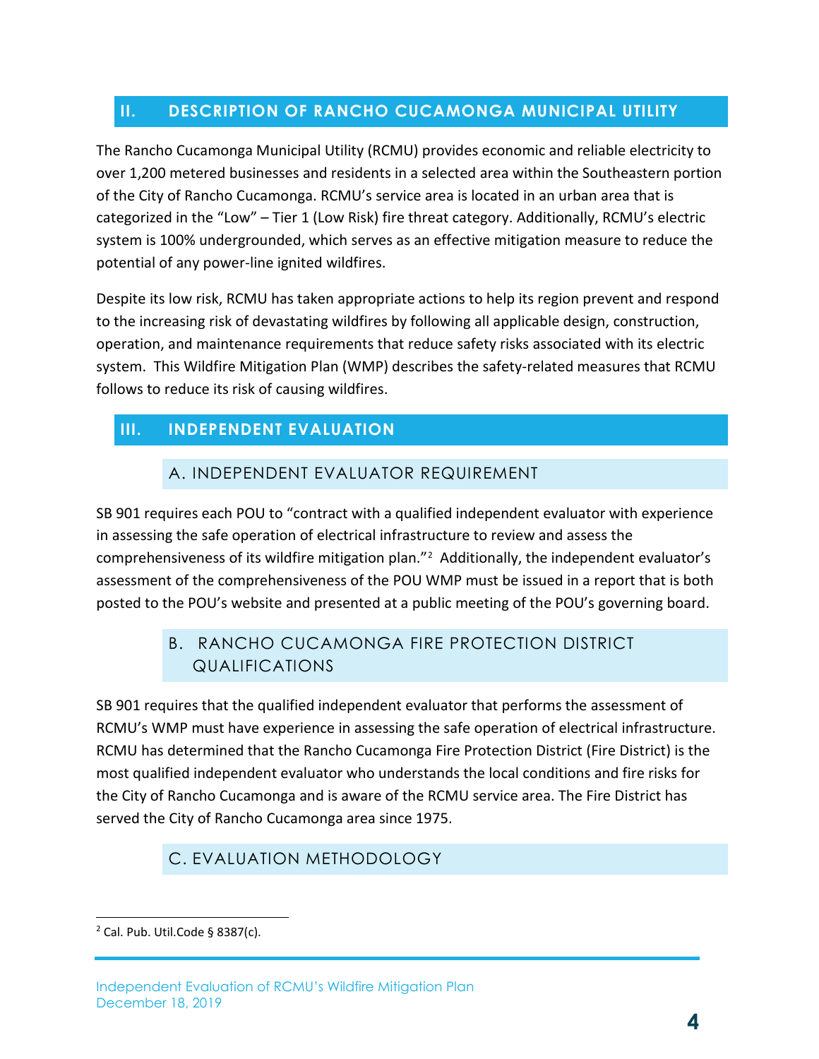## II. DESCRIPTION OF RANCHO CUCAMONGA MUNICIPAL UTILITY

The Rancho Cucamonga Municipal Utility (RCMU) provides economic and reliable electricity to over 1,200 metered businesses and residents in a selected area within the Southeastern portion of the City of Rancho Cucamonga. RCMU's service area is located in an urban area that is categorized in the "Low" – Tier 1 (Low Risk) fire threat category. Additionally, RCMU's electric system is 100% undergrounded, which serves as an effective mitigation measure to reduce the potential of any power-line ignited wildfires.

Despite its low risk, RCMU has taken appropriate actions to help its region prevent and respond to the increasing risk of devastating wildfires by following all applicable design, construction, operation, and maintenance requirements that reduce safety risks associated with its electric system. This Wildfire Mitigation Plan (WMP) describes the safety-related measures that RCMU follows to reduce its risk of causing wildfires.

## III. INDEPENDENT EVALUATION

### A. INDEPENDENT EVALUATOR REQUIREMENT

SB 901 requires each POU to "contract with a qualified independent evaluator with experience in assessing the safe operation of electrical infrastructure to review and assess the comprehensiveness of its wildfire mitigation plan."[2] Additionally, the independent evaluator's assessment of the comprehensiveness of the POU WMP must be issued in a report that is both posted to the POU's website and presented at a public meeting of the POU's governing board.

### B. RANCHO CUCAMONGA FIRE PROTECTION DISTRICT QUALIFICATIONS

SB 901 requires that the qualified independent evaluator that performs the assessment of RCMU's WMP must have experience in assessing the safe operation of electrical infrastructure. RCMU has determined that the Rancho Cucamonga Fire Protection District (Fire District) is the most qualified independent evaluator who understands the local conditions and fire risks for the City of Rancho Cucamonga and is aware of the RCMU service area. The Fire District has served the City of Rancho Cucamonga area since 1975.

### C. EVALUATION METHODOLOGY

[2] Cal. Pub. Util.Code § 8387(c).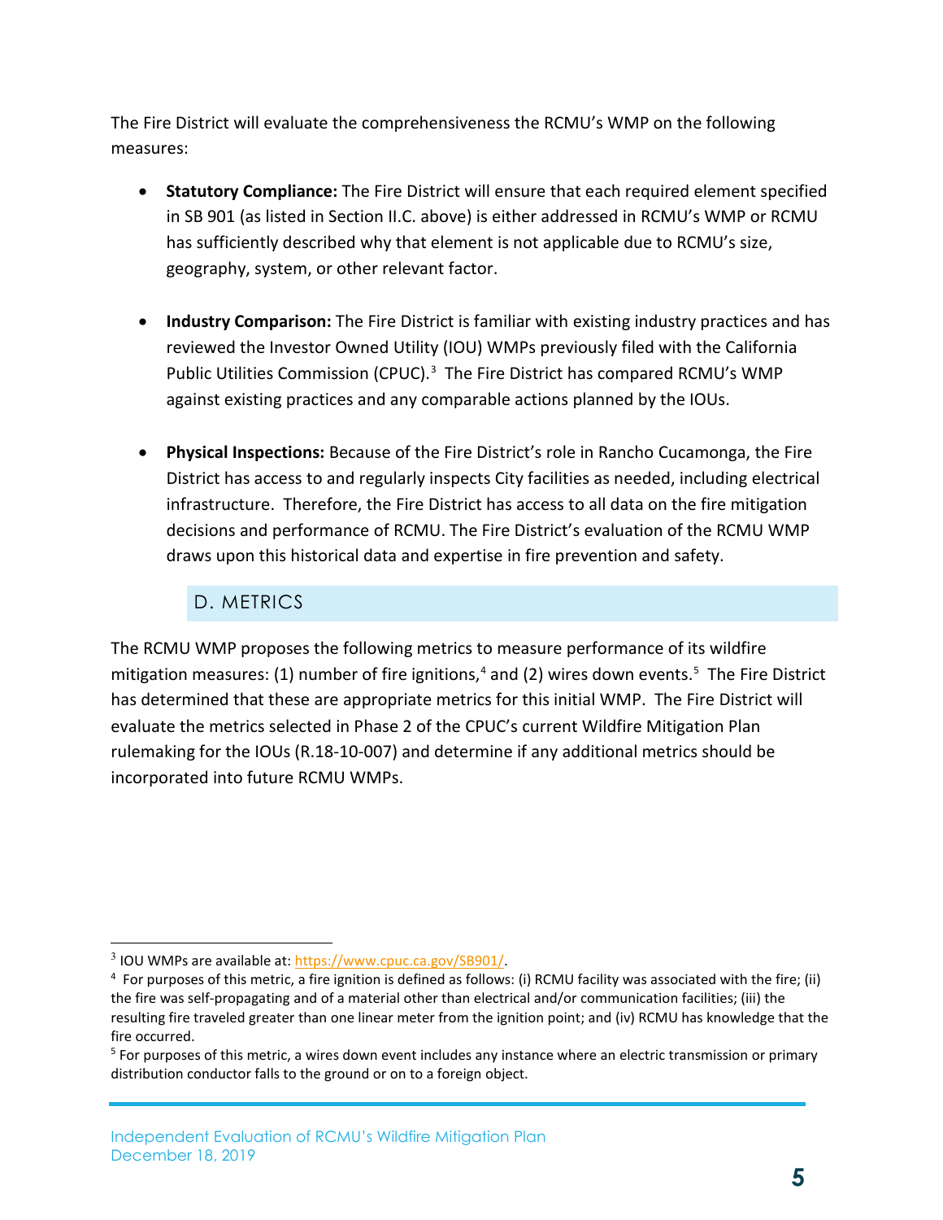The Fire District will evaluate the comprehensiveness the RCMU's WMP on the following measures:

- **Statutory Compliance:** The Fire District will ensure that each required element specified in SB 901 (as listed in Section II.C. above) is either addressed in RCMU's WMP or RCMU has sufficiently described why that element is not applicable due to RCMU's size, geography, system, or other relevant factor.

- **Industry Comparison:** The Fire District is familiar with existing industry practices and has reviewed the Investor Owned Utility (IOU) WMPs previously filed with the California Public Utilities Commission (CPUC).[3] The Fire District has compared RCMU's WMP against existing practices and any comparable actions planned by the IOUs.

- **Physical Inspections:** Because of the Fire District's role in Rancho Cucamonga, the Fire District has access to and regularly inspects City facilities as needed, including electrical infrastructure. Therefore, the Fire District has access to all data on the fire mitigation decisions and performance of RCMU. The Fire District's evaluation of the RCMU WMP draws upon this historical data and expertise in fire prevention and safety.

## D. METRICS

The RCMU WMP proposes the following metrics to measure performance of its wildfire mitigation measures: (1) number of fire ignitions,[4] and (2) wires down events.[5] The Fire District has determined that these are appropriate metrics for this initial WMP. The Fire District will evaluate the metrics selected in Phase 2 of the CPUC's current Wildfire Mitigation Plan rulemaking for the IOUs (R.18-10-007) and determine if any additional metrics should be incorporated into future RCMU WMPs.

---

[3] IOU WMPs are available at: https://www.cpuc.ca.gov/SB901/.

[4] For purposes of this metric, a fire ignition is defined as follows: (i) RCMU facility was associated with the fire; (ii) the fire was self-propagating and of a material other than electrical and/or communication facilities; (iii) the resulting fire traveled greater than one linear meter from the ignition point; and (iv) RCMU has knowledge that the fire occurred.

[5] For purposes of this metric, a wires down event includes any instance where an electric transmission or primary distribution conductor falls to the ground or on to a foreign object.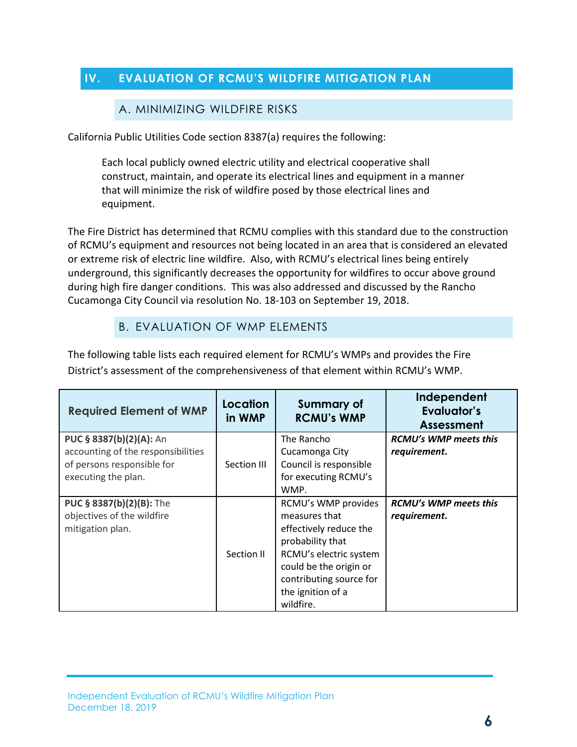## IV. EVALUATION OF RCMU'S WILDFIRE MITIGATION PLAN

### A. MINIMIZING WILDFIRE RISKS

California Public Utilities Code section 8387(a) requires the following:

> Each local publicly owned electric utility and electrical cooperative shall construct, maintain, and operate its electrical lines and equipment in a manner that will minimize the risk of wildfire posed by those electrical lines and equipment.

The Fire District has determined that RCMU complies with this standard due to the construction of RCMU's equipment and resources not being located in an area that is considered an elevated or extreme risk of electric line wildfire. Also, with RCMU's electrical lines being entirely underground, this significantly decreases the opportunity for wildfires to occur above ground during high fire danger conditions. This was also addressed and discussed by the Rancho Cucamonga City Council via resolution No. 18-103 on September 19, 2018.

### B. EVALUATION OF WMP ELEMENTS

The following table lists each required element for RCMU's WMPs and provides the Fire District's assessment of the comprehensiveness of that element within RCMU's WMP.

| Required Element of WMP | Location in WMP | Summary of RCMU's WMP | Independent Evaluator's Assessment |
|---|---|---|---|
| **PUC § 8387(b)(2)(A):** An accounting of the responsibilities of persons responsible for executing the plan. | Section III | The Rancho Cucamonga City Council is responsible for executing RCMU's WMP. | ***RCMU's WMP meets this requirement.*** |
| **PUC § 8387(b)(2)(B):** The objectives of the wildfire mitigation plan. | Section II | RCMU's WMP provides measures that effectively reduce the probability that RCMU's electric system could be the origin or contributing source for the ignition of a wildfire. | ***RCMU's WMP meets this requirement.*** |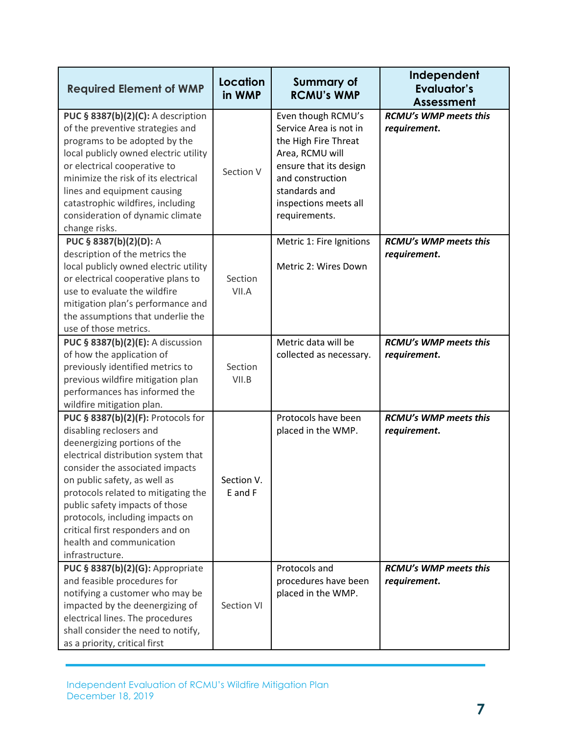| Required Element of WMP | Location in WMP | Summary of RCMU's WMP | Independent Evaluator's Assessment |
|---|---|---|---|
| **PUC § 8387(b)(2)(C):** A description of the preventive strategies and programs to be adopted by the local publicly owned electric utility or electrical cooperative to minimize the risk of its electrical lines and equipment causing catastrophic wildfires, including consideration of dynamic climate change risks. | Section V | Even though RCMU's Service Area is not in the High Fire Threat Area, RCMU will ensure that its design and construction standards and inspections meets all requirements. | ***RCMU's WMP meets this requirement.*** |
| **PUC § 8387(b)(2)(D):** A description of the metrics the local publicly owned electric utility or electrical cooperative plans to use to evaluate the wildfire mitigation plan's performance and the assumptions that underlie the use of those metrics. | Section VII.A | Metric 1: Fire Ignitions<br><br>Metric 2: Wires Down | ***RCMU's WMP meets this requirement.*** |
| **PUC § 8387(b)(2)(E):** A discussion of how the application of previously identified metrics to previous wildfire mitigation plan performances has informed the wildfire mitigation plan. | Section VII.B | Metric data will be collected as necessary. | ***RCMU's WMP meets this requirement.*** |
| **PUC § 8387(b)(2)(F):** Protocols for disabling reclosers and deenergizing portions of the electrical distribution system that consider the associated impacts on public safety, as well as protocols related to mitigating the public safety impacts of those protocols, including impacts on critical first responders and on health and communication infrastructure. | Section V. E and F | Protocols have been placed in the WMP. | ***RCMU's WMP meets this requirement.*** |
| **PUC § 8387(b)(2)(G):** Appropriate and feasible procedures for notifying a customer who may be impacted by the deenergizing of electrical lines. The procedures shall consider the need to notify, as a priority, critical first | Section VI | Protocols and procedures have been placed in the WMP. | ***RCMU's WMP meets this requirement.*** |

Independent Evaluation of RCMU's Wildfire Mitigation Plan
December 18, 2019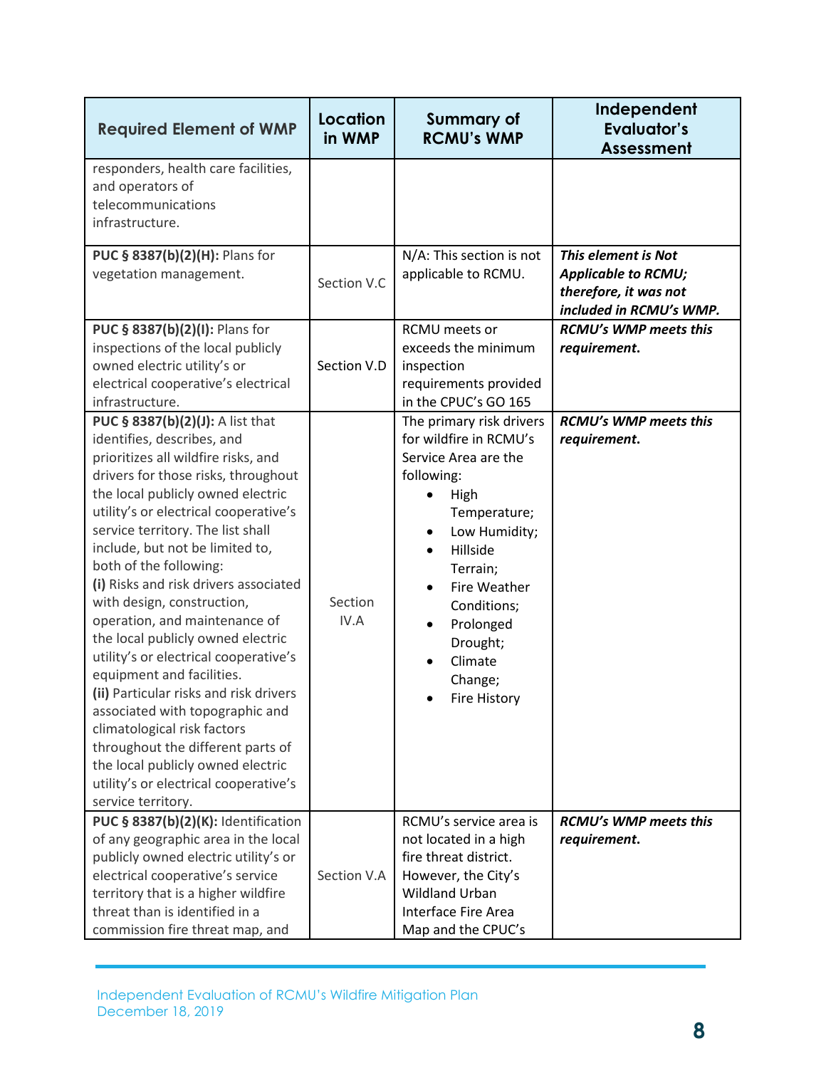| Required Element of WMP | Location in WMP | Summary of RCMU's WMP | Independent Evaluator's Assessment |
|---|---|---|---|
| responders, health care facilities, and operators of telecommunications infrastructure. | | | |
| **PUC § 8387(b)(2)(H):** Plans for vegetation management. | Section V.C | N/A: This section is not applicable to RCMU. | ***This element is Not Applicable to RCMU; therefore, it was not included in RCMU's WMP.*** |
| **PUC § 8387(b)(2)(I):** Plans for inspections of the local publicly owned electric utility's or electrical cooperative's electrical infrastructure. | Section V.D | RCMU meets or exceeds the minimum inspection requirements provided in the CPUC's GO 165 | ***RCMU's WMP meets this requirement.*** |
| **PUC § 8387(b)(2)(J):** A list that identifies, describes, and prioritizes all wildfire risks, and drivers for those risks, throughout the local publicly owned electric utility's or electrical cooperative's service territory. The list shall include, but not be limited to, both of the following:<br>**(i)** Risks and risk drivers associated with design, construction, operation, and maintenance of the local publicly owned electric utility's or electrical cooperative's equipment and facilities.<br>**(ii)** Particular risks and risk drivers associated with topographic and climatological risk factors throughout the different parts of the local publicly owned electric utility's or electrical cooperative's service territory. | Section IV.A | The primary risk drivers for wildfire in RCMU's Service Area are the following:<br>• High Temperature;<br>• Low Humidity;<br>• Hillside Terrain;<br>• Fire Weather Conditions;<br>• Prolonged Drought;<br>• Climate Change;<br>• Fire History | ***RCMU's WMP meets this requirement.*** |
| **PUC § 8387(b)(2)(K):** Identification of any geographic area in the local publicly owned electric utility's or electrical cooperative's service territory that is a higher wildfire threat than is identified in a commission fire threat map, and | Section V.A | RCMU's service area is not located in a high fire threat district. However, the City's Wildland Urban Interface Fire Area Map and the CPUC's | ***RCMU's WMP meets this requirement.*** |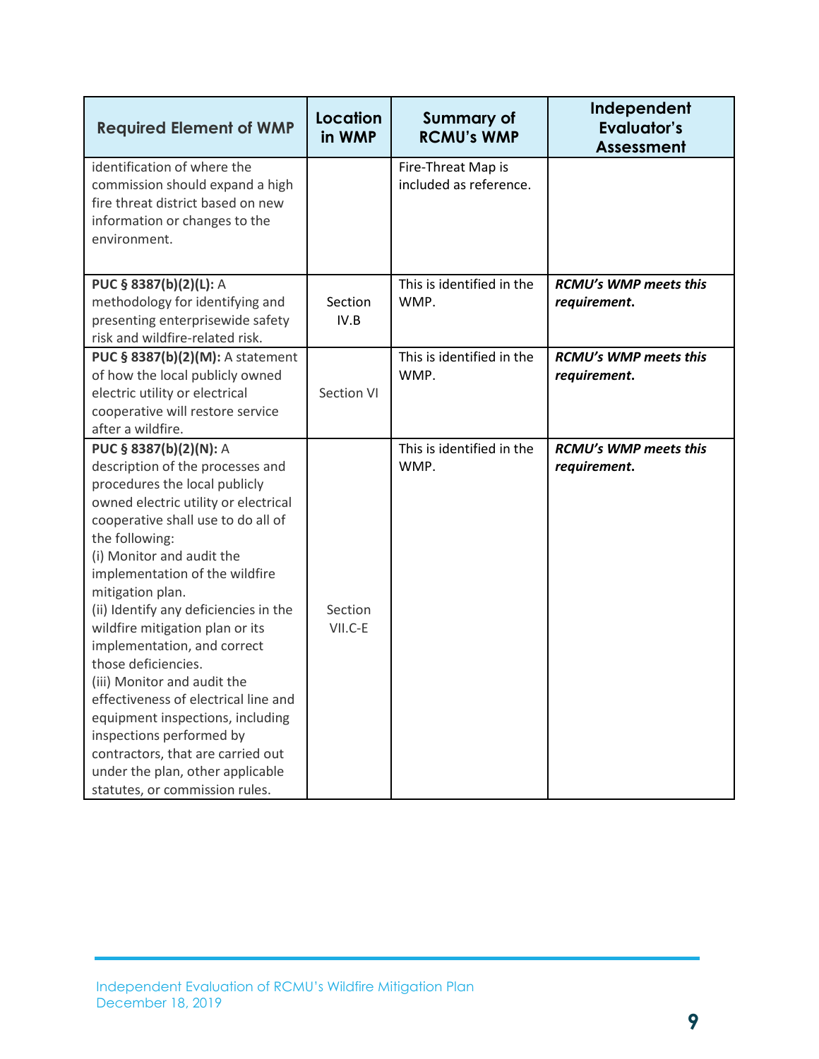| Required Element of WMP | Location in WMP | Summary of RCMU's WMP | Independent Evaluator's Assessment |
|---|---|---|---|
| identification of where the commission should expand a high fire threat district based on new information or changes to the environment. | | Fire-Threat Map is included as reference. | |
| **PUC § 8387(b)(2)(L):** A methodology for identifying and presenting enterprisewide safety risk and wildfire-related risk. | Section IV.B | This is identified in the WMP. | ***RCMU's WMP meets this requirement.*** |
| **PUC § 8387(b)(2)(M):** A statement of how the local publicly owned electric utility or electrical cooperative will restore service after a wildfire. | Section VI | This is identified in the WMP. | ***RCMU's WMP meets this requirement.*** |
| **PUC § 8387(b)(2)(N):** A description of the processes and procedures the local publicly owned electric utility or electrical cooperative shall use to do all of the following: (i) Monitor and audit the implementation of the wildfire mitigation plan. (ii) Identify any deficiencies in the wildfire mitigation plan or its implementation, and correct those deficiencies. (iii) Monitor and audit the effectiveness of electrical line and equipment inspections, including inspections performed by contractors, that are carried out under the plan, other applicable statutes, or commission rules. | Section VII.C-E | This is identified in the WMP. | ***RCMU's WMP meets this requirement.*** |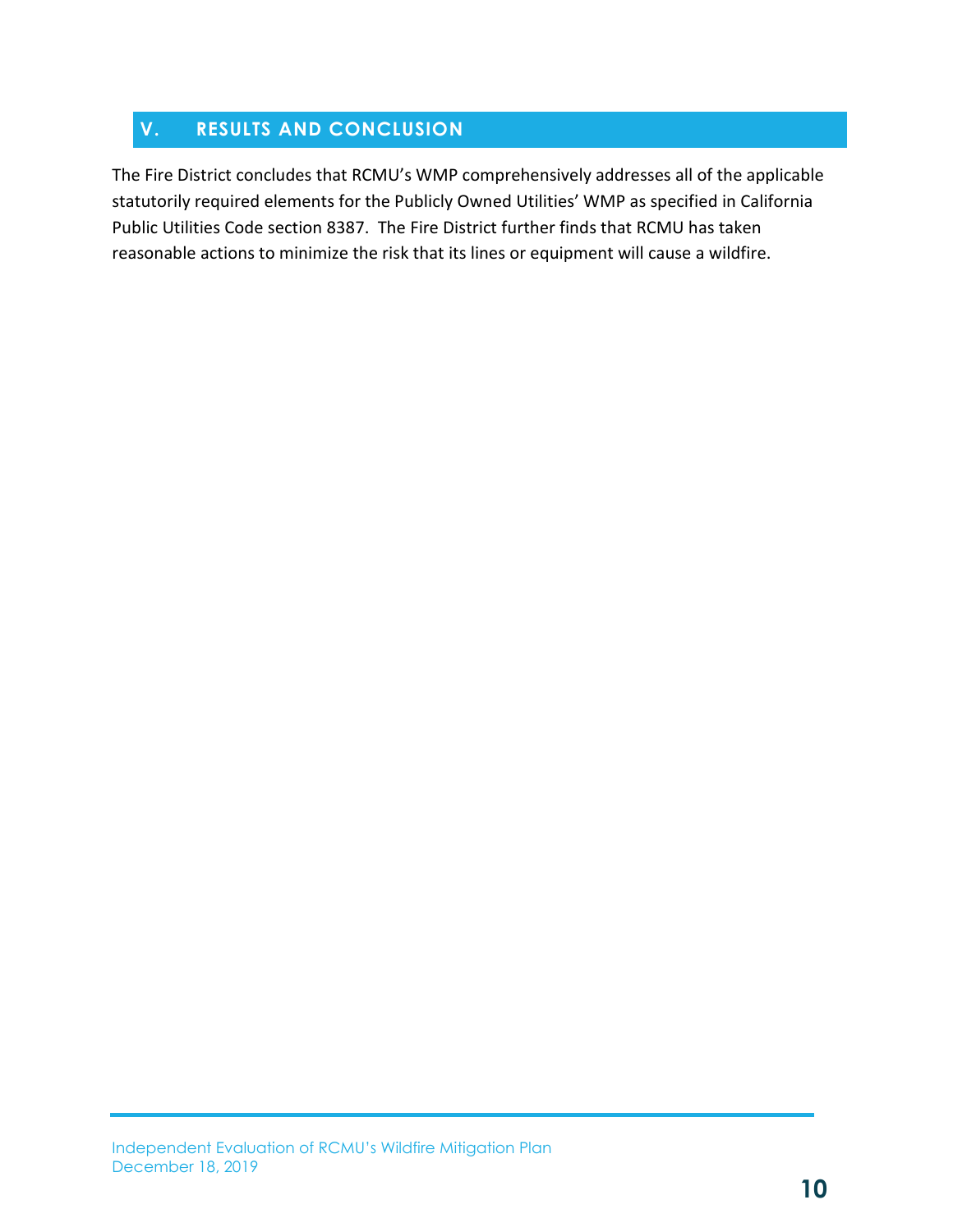## V. RESULTS AND CONCLUSION

The Fire District concludes that RCMU's WMP comprehensively addresses all of the applicable statutorily required elements for the Publicly Owned Utilities' WMP as specified in California Public Utilities Code section 8387. The Fire District further finds that RCMU has taken reasonable actions to minimize the risk that its lines or equipment will cause a wildfire.